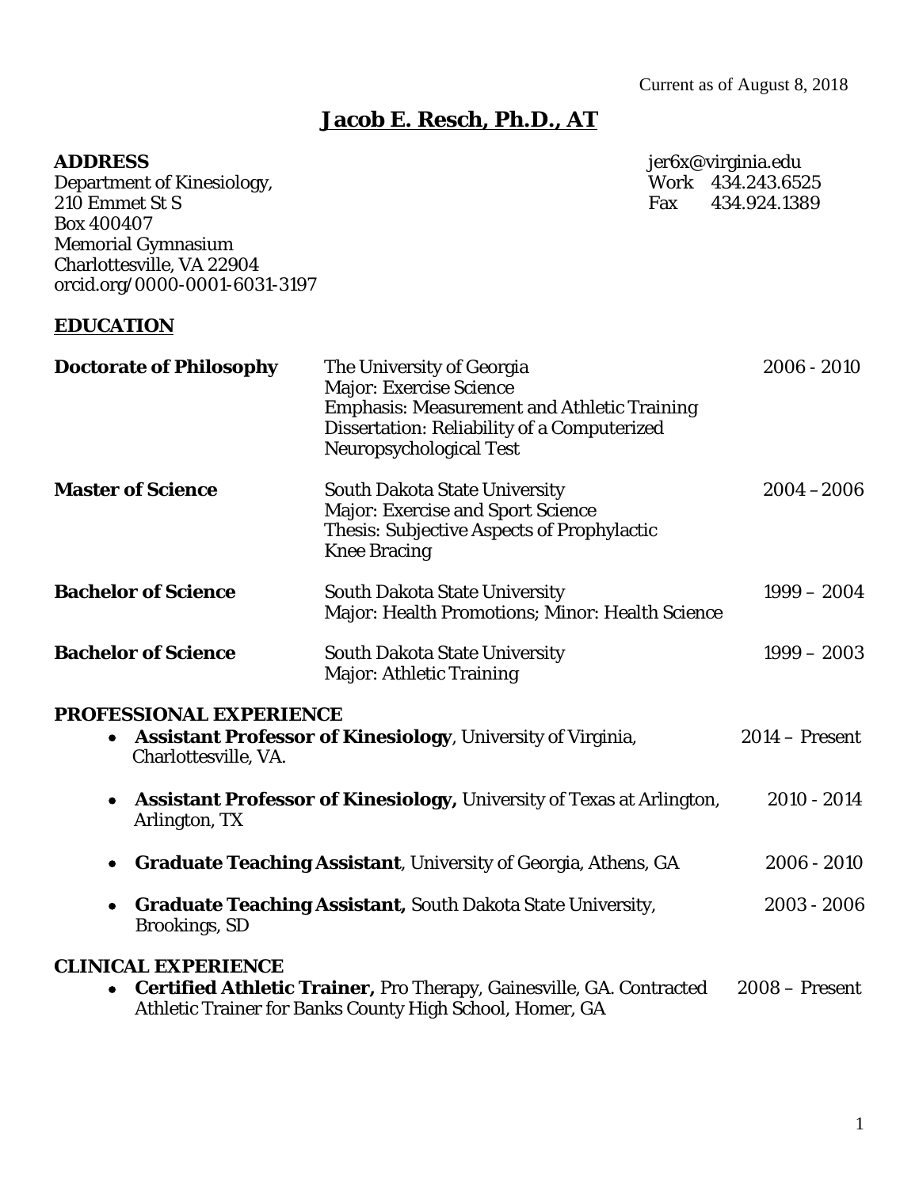Current as of August 8, 2018

# Jacob E. Resch, Ph.D., AT

**ADDRESS**
Department of Kinesiology,
210 Emmet St S
Box 400407
Memorial Gymnasium
Charlottesville, VA 22904
orcid.org/0000-0001-6031-3197

jer6x@virginia.edu
Work 434.243.6525
Fax 434.924.1389

## EDUCATION

**Doctorate of Philosophy** — The University of Georgia — 2006 - 2010
Major: Exercise Science
Emphasis: Measurement and Athletic Training
Dissertation: Reliability of a Computerized Neuropsychological Test

**Master of Science** — South Dakota State University — 2004 – 2006
Major: Exercise and Sport Science
Thesis: Subjective Aspects of Prophylactic Knee Bracing

**Bachelor of Science** — South Dakota State University — 1999 – 2004
Major: Health Promotions; Minor: Health Science

**Bachelor of Science** — South Dakota State University — 1999 – 2003
Major: Athletic Training

## PROFESSIONAL EXPERIENCE

- **Assistant Professor of Kinesiology**, University of Virginia, Charlottesville, VA. — 2014 – Present
- **Assistant Professor of Kinesiology,** University of Texas at Arlington, Arlington, TX — 2010 - 2014
- **Graduate Teaching Assistant**, University of Georgia, Athens, GA — 2006 - 2010
- **Graduate Teaching Assistant,** South Dakota State University, Brookings, SD — 2003 - 2006

## CLINICAL EXPERIENCE

- **Certified Athletic Trainer,** Pro Therapy, Gainesville, GA. Contracted Athletic Trainer for Banks County High School, Homer, GA — 2008 – Present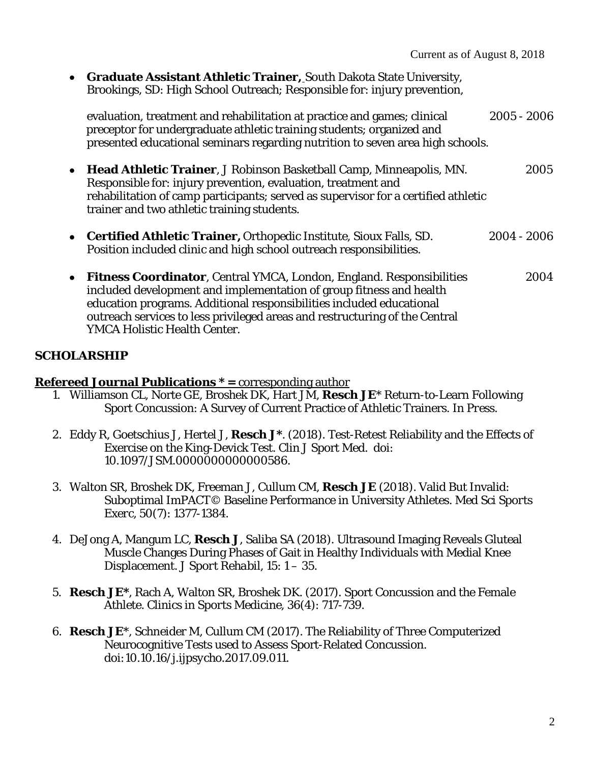- **Graduate Assistant Athletic Trainer,** South Dakota State University, Brookings, SD: High School Outreach; Responsible for: injury prevention, evaluation, treatment and rehabilitation at practice and games; clinical preceptor for undergraduate athletic training students; organized and presented educational seminars regarding nutrition to seven area high schools. 2005 - 2006

- **Head Athletic Trainer**, J Robinson Basketball Camp, Minneapolis, MN. Responsible for: injury prevention, evaluation, treatment and rehabilitation of camp participants; served as supervisor for a certified athletic trainer and two athletic training students. 2005

- **Certified Athletic Trainer,** Orthopedic Institute, Sioux Falls, SD. Position included clinic and high school outreach responsibilities. 2004 - 2006

- **Fitness Coordinator**, Central YMCA, London, England. Responsibilities included development and implementation of group fitness and health education programs. Additional responsibilities included educational outreach services to less privileged areas and restructuring of the Central YMCA Holistic Health Center. 2004

## SCHOLARSHIP

### Refereed Journal Publications * = corresponding author

1. Williamson CL, Norte GE, Broshek DK, Hart JM, **Resch JE*** Return-to-Learn Following Sport Concussion: A Survey of Current Practice of Athletic Trainers. In Press.

2. Eddy R, Goetschius J, Hertel J, **Resch J***. (2018). Test-Retest Reliability and the Effects of Exercise on the King-Devick Test. Clin J Sport Med. doi: 10.1097/JSM.0000000000000586.

3. Walton SR, Broshek DK, Freeman J, Cullum CM, **Resch JE** (2018). Valid But Invalid: Suboptimal ImPACT© Baseline Performance in University Athletes. Med Sci Sports Exerc, 50(7): 1377-1384.

4. DeJong A, Mangum LC, **Resch J**, Saliba SA (2018). Ultrasound Imaging Reveals Gluteal Muscle Changes During Phases of Gait in Healthy Individuals with Medial Knee Displacement. J Sport Rehabil, 15: 1 – 35.

5. **Resch JE***, Rach A, Walton SR, Broshek DK. (2017). Sport Concussion and the Female Athlete. Clinics in Sports Medicine, 36(4): 717-739.

6. **Resch JE***, Schneider M, Cullum CM (2017). The Reliability of Three Computerized Neurocognitive Tests used to Assess Sport-Related Concussion. doi:10.10.16/j.ijpsycho.2017.09.011.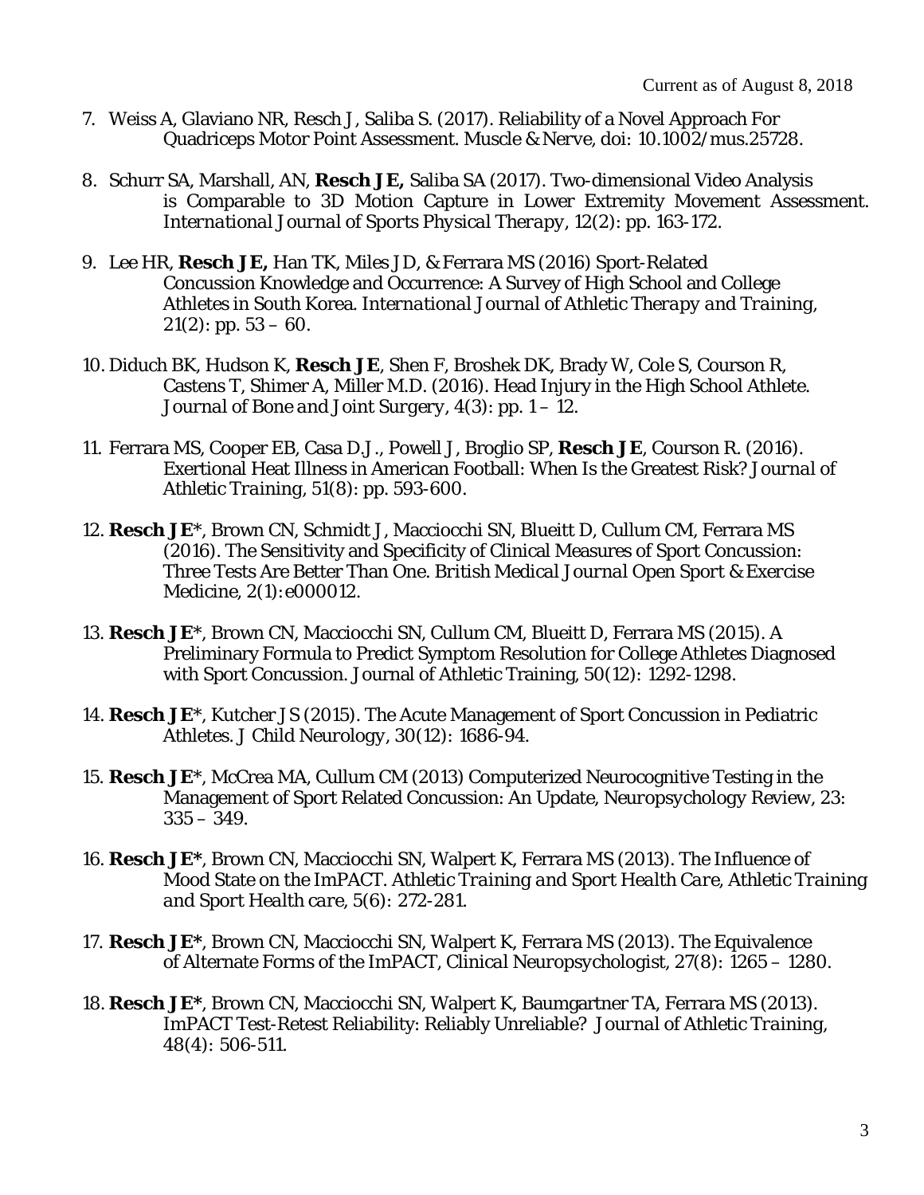7. Weiss A, Glaviano NR, Resch J, Saliba S. (2017). Reliability of a Novel Approach For Quadriceps Motor Point Assessment. Muscle & Nerve, doi: 10.1002/mus.25728.

8. Schurr SA, Marshall, AN, **Resch JE,** Saliba SA (2017). Two-dimensional Video Analysis is Comparable to 3D Motion Capture in Lower Extremity Movement Assessment. *International Journal of Sports Physical Therapy*, 12(2): pp. 163-172.

9. Lee HR, **Resch JE,** Han TK, Miles JD, & Ferrara MS (2016) Sport-Related Concussion Knowledge and Occurrence: A Survey of High School and College Athletes in South Korea. *International Journal of Athletic Therapy and Training*, 21(2): pp. 53 – 60.

10. Diduch BK, Hudson K, **Resch JE**, Shen F, Broshek DK, Brady W, Cole S, Courson R, Castens T, Shimer A, Miller M.D. (2016). Head Injury in the High School Athlete. *Journal of Bone and Joint Surgery*, 4(3): pp. 1 – 12.

11. Ferrara MS, Cooper EB, Casa D.J., Powell J, Broglio SP, **Resch JE**, Courson R. (2016). Exertional Heat Illness in American Football: When Is the Greatest Risk? *Journal of Athletic Training*, 51(8): pp. 593-600.

12. **Resch JE**\*, Brown CN, Schmidt J, Macciocchi SN, Blueitt D, Cullum CM, Ferrara MS (2016). The Sensitivity and Specificity of Clinical Measures of Sport Concussion: Three Tests Are Better Than One. *British Medical Journal Open Sport & Exercise Medicine*, 2(1):e000012.

13. **Resch JE**\*, Brown CN, Macciocchi SN, Cullum CM, Blueitt D, Ferrara MS (2015). A Preliminary Formula to Predict Symptom Resolution for College Athletes Diagnosed with Sport Concussion. Journal of Athletic Training, 50(12): 1292-1298.

14. **Resch JE**\*, Kutcher JS (2015). The Acute Management of Sport Concussion in Pediatric Athletes. *J Child Neurology*, 30(12): 1686-94.

15. **Resch JE**\*, McCrea MA, Cullum CM (2013) Computerized Neurocognitive Testing in the Management of Sport Related Concussion: An Update, *Neuropsychology Review*, 23: 335 – 349.

16. **Resch JE\***, Brown CN, Macciocchi SN, Walpert K, Ferrara MS (2013). The Influence of Mood State on the ImPACT. *Athletic Training and Sport Health Care, Athletic Training and Sport Health care*, 5(6): 272-281.

17. **Resch JE\***, Brown CN, Macciocchi SN, Walpert K, Ferrara MS (2013). The Equivalence of Alternate Forms of the ImPACT, *Clinical Neuropsychologist*, 27(8): 1265 – 1280.

18. **Resch JE\***, Brown CN, Macciocchi SN, Walpert K, Baumgartner TA, Ferrara MS (2013). ImPACT Test-Retest Reliability: Reliably Unreliable? *Journal of Athletic Training*, 48(4): 506-511.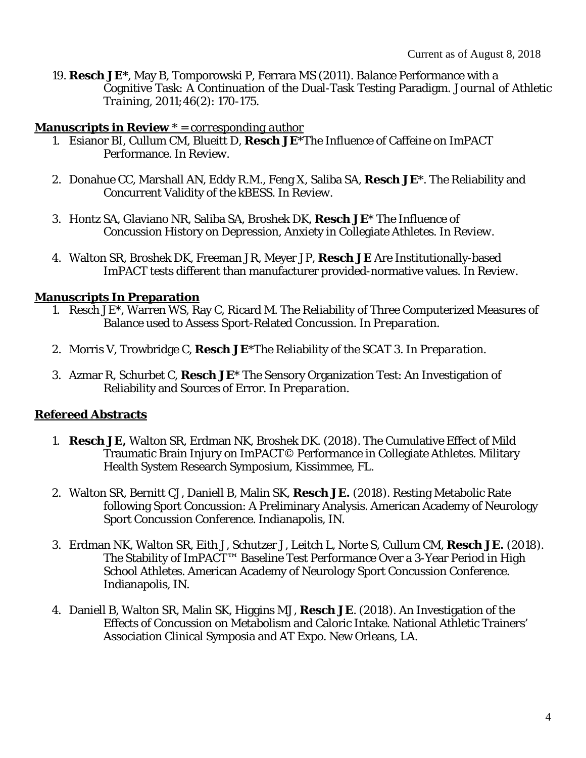19. **Resch JE***, May B, Tomporowski P, Ferrara MS (2011). Balance Performance with a Cognitive Task: A Continuation of the Dual-Task Testing Paradigm. *Journal of Athletic Training*, 2011;46(2): 170-175.

## **Manuscripts in Review** *\* = corresponding author*

1. Esianor BI, Cullum CM, Blueitt D, **Resch JE***The Influence of Caffeine on ImPACT Performance. In Review.
2. Donahue CC, Marshall AN, Eddy R.M., Feng X, Saliba SA, **Resch JE***. The Reliability and Concurrent Validity of the kBESS. *In Review.*
3. Hontz SA, Glaviano NR, Saliba SA, Broshek DK, **Resch JE*** The Influence of Concussion History on Depression, Anxiety in Collegiate Athletes. *In Review.*
4. Walton SR, Broshek DK, Freeman JR, Meyer JP, **Resch JE** Are Institutionally-based ImPACT tests different than manufacturer provided-normative values. *In Review.*

## **Manuscripts In Preparation**

1. Resch JE*, Warren WS, Ray C, Ricard M. The Reliability of Three Computerized Measures of Balance used to Assess Sport-Related Concussion. *In Preparation.*
2. Morris V, Trowbridge C, **Resch JE***The Reliability of the SCAT 3. *In Preparation.*
3. Azmar R, Schurbet C, **Resch JE*** The Sensory Organization Test: An Investigation of Reliability and Sources of Error. *In Preparation.*

## **Refereed Abstracts**

1. **Resch JE,** Walton SR, Erdman NK, Broshek DK. (2018). The Cumulative Effect of Mild Traumatic Brain Injury on ImPACT© Performance in Collegiate Athletes. Military Health System Research Symposium, Kissimmee, FL.
2. Walton SR, Bernitt CJ, Daniell B, Malin SK, **Resch JE.** (2018). Resting Metabolic Rate following Sport Concussion: A Preliminary Analysis. American Academy of Neurology Sport Concussion Conference. Indianapolis, IN.
3. Erdman NK, Walton SR, Eith J, Schutzer J, Leitch L, Norte S, Cullum CM, **Resch JE.** (2018). The Stability of ImPACT™ Baseline Test Performance Over a 3-Year Period in High School Athletes. American Academy of Neurology Sport Concussion Conference. Indianapolis, IN.
4. Daniell B, Walton SR, Malin SK, Higgins MJ, **Resch JE**. (2018). An Investigation of the Effects of Concussion on Metabolism and Caloric Intake. National Athletic Trainers' Association Clinical Symposia and AT Expo. New Orleans, LA.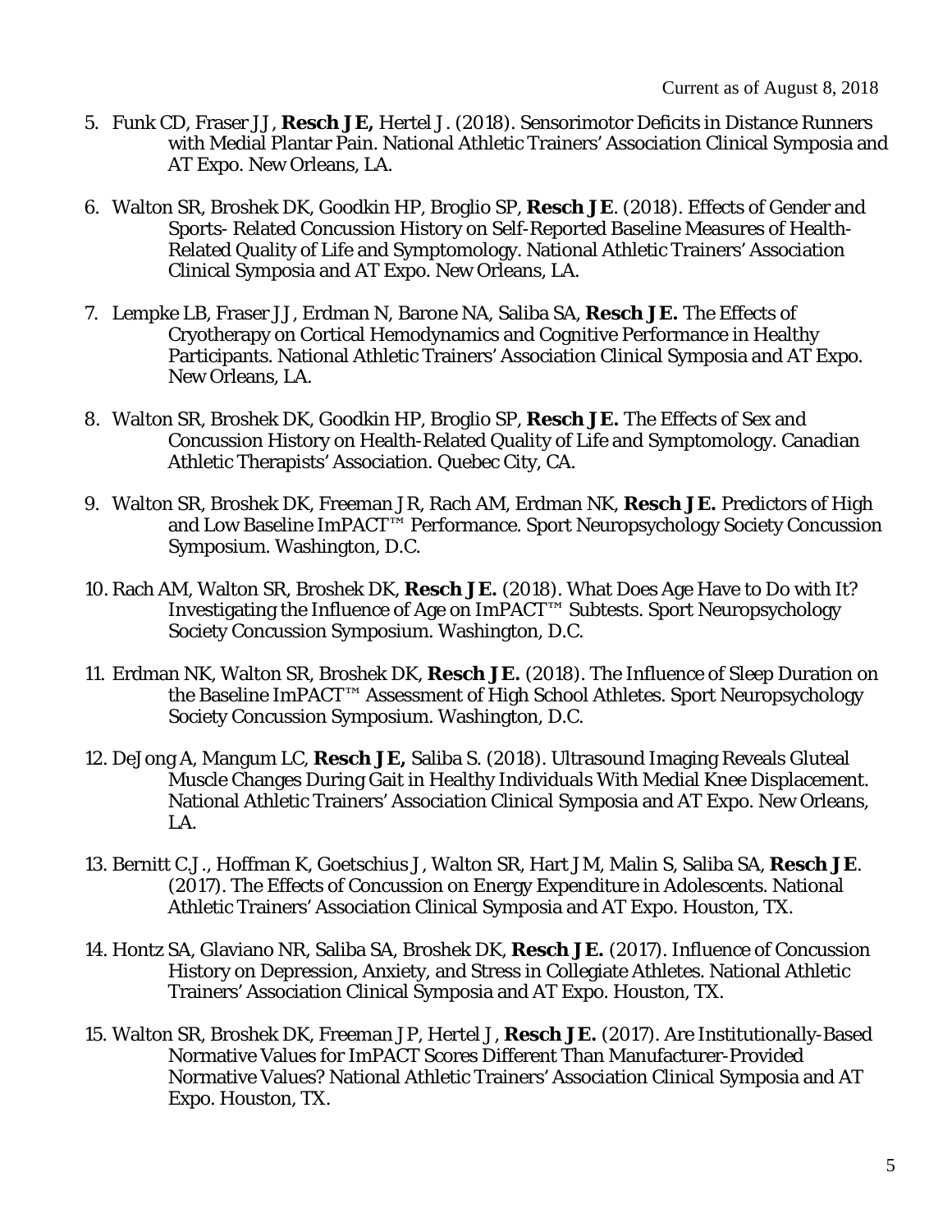Current as of August 8, 2018

5. Funk CD, Fraser JJ, **Resch JE,** Hertel J. (2018). Sensorimotor Deficits in Distance Runners with Medial Plantar Pain. National Athletic Trainers' Association Clinical Symposia and AT Expo. New Orleans, LA.
6. Walton SR, Broshek DK, Goodkin HP, Broglio SP, **Resch JE**. (2018). Effects of Gender and Sports- Related Concussion History on Self-Reported Baseline Measures of Health-Related Quality of Life and Symptomology. National Athletic Trainers' Association Clinical Symposia and AT Expo. New Orleans, LA.
7. Lempke LB, Fraser JJ, Erdman N, Barone NA, Saliba SA, **Resch JE.** The Effects of Cryotherapy on Cortical Hemodynamics and Cognitive Performance in Healthy Participants. National Athletic Trainers' Association Clinical Symposia and AT Expo. New Orleans, LA.
8. Walton SR, Broshek DK, Goodkin HP, Broglio SP, **Resch JE.** The Effects of Sex and Concussion History on Health-Related Quality of Life and Symptomology. Canadian Athletic Therapists' Association. Quebec City, CA.
9. Walton SR, Broshek DK, Freeman JR, Rach AM, Erdman NK, **Resch JE.** Predictors of High and Low Baseline ImPACT™ Performance. Sport Neuropsychology Society Concussion Symposium. Washington, D.C.
10. Rach AM, Walton SR, Broshek DK, **Resch JE.** (2018). What Does Age Have to Do with It? Investigating the Influence of Age on ImPACT™ Subtests. Sport Neuropsychology Society Concussion Symposium. Washington, D.C.
11. Erdman NK, Walton SR, Broshek DK, **Resch JE.** (2018). The Influence of Sleep Duration on the Baseline ImPACT™ Assessment of High School Athletes. Sport Neuropsychology Society Concussion Symposium. Washington, D.C.
12. DeJong A, Mangum LC, **Resch JE,** Saliba S. (2018). Ultrasound Imaging Reveals Gluteal Muscle Changes During Gait in Healthy Individuals With Medial Knee Displacement. National Athletic Trainers' Association Clinical Symposia and AT Expo. New Orleans, LA.
13. Bernitt C.J., Hoffman K, Goetschius J, Walton SR, Hart JM, Malin S, Saliba SA, **Resch JE**. (2017). The Effects of Concussion on Energy Expenditure in Adolescents. National Athletic Trainers' Association Clinical Symposia and AT Expo. Houston, TX.
14. Hontz SA, Glaviano NR, Saliba SA, Broshek DK, **Resch JE.** (2017). Influence of Concussion History on Depression, Anxiety, and Stress in Collegiate Athletes. National Athletic Trainers' Association Clinical Symposia and AT Expo. Houston, TX.
15. Walton SR, Broshek DK, Freeman JP, Hertel J, **Resch JE.** (2017). Are Institutionally-Based Normative Values for ImPACT Scores Different Than Manufacturer-Provided Normative Values? National Athletic Trainers' Association Clinical Symposia and AT Expo. Houston, TX.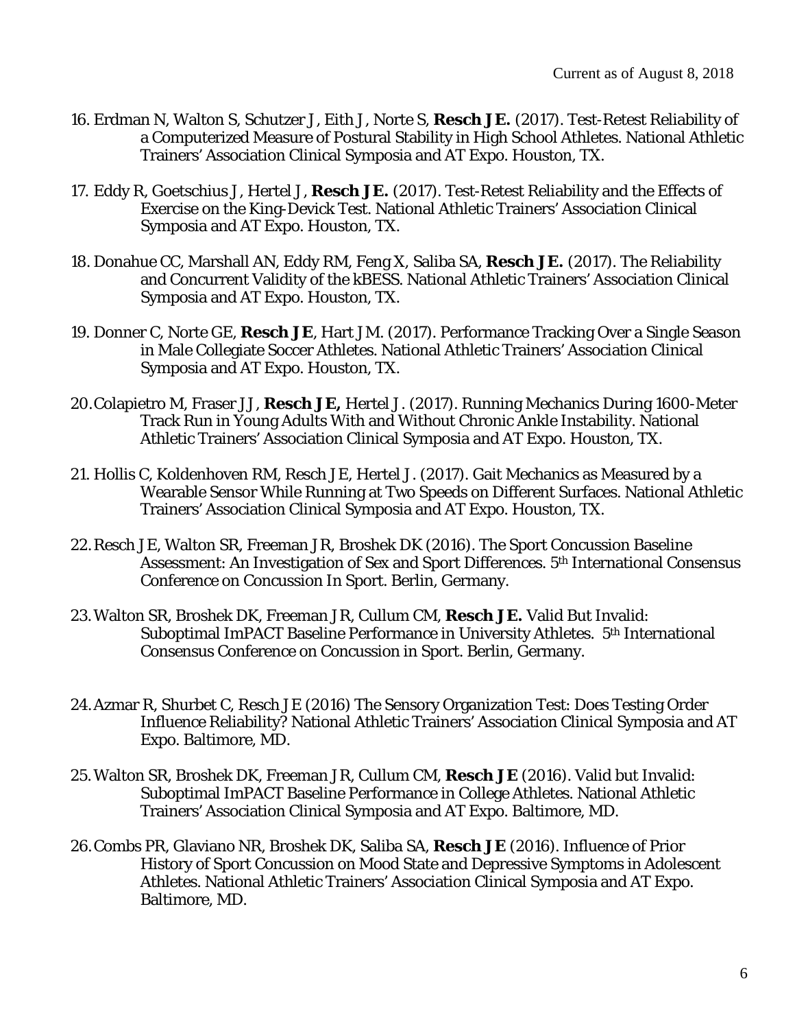16. Erdman N, Walton S, Schutzer J, Eith J, Norte S, **Resch JE.** (2017). Test-Retest Reliability of a Computerized Measure of Postural Stability in High School Athletes. National Athletic Trainers' Association Clinical Symposia and AT Expo. Houston, TX.

17. Eddy R, Goetschius J, Hertel J, **Resch JE.** (2017). Test-Retest Reliability and the Effects of Exercise on the King-Devick Test. National Athletic Trainers' Association Clinical Symposia and AT Expo. Houston, TX.

18. Donahue CC, Marshall AN, Eddy RM, Feng X, Saliba SA, **Resch JE.** (2017). The Reliability and Concurrent Validity of the kBESS. National Athletic Trainers' Association Clinical Symposia and AT Expo. Houston, TX.

19. Donner C, Norte GE, **Resch JE**, Hart JM. (2017). Performance Tracking Over a Single Season in Male Collegiate Soccer Athletes. National Athletic Trainers' Association Clinical Symposia and AT Expo. Houston, TX.

20. Colapietro M, Fraser JJ, **Resch JE,** Hertel J. (2017). Running Mechanics During 1600-Meter Track Run in Young Adults With and Without Chronic Ankle Instability. National Athletic Trainers' Association Clinical Symposia and AT Expo. Houston, TX.

21. Hollis C, Koldenhoven RM, Resch JE, Hertel J. (2017). Gait Mechanics as Measured by a Wearable Sensor While Running at Two Speeds on Different Surfaces. National Athletic Trainers' Association Clinical Symposia and AT Expo. Houston, TX.

22. Resch JE, Walton SR, Freeman JR, Broshek DK (2016). The Sport Concussion Baseline Assessment: An Investigation of Sex and Sport Differences. 5th International Consensus Conference on Concussion In Sport. Berlin, Germany.

23. Walton SR, Broshek DK, Freeman JR, Cullum CM, **Resch JE.** Valid But Invalid: Suboptimal ImPACT Baseline Performance in University Athletes. 5th International Consensus Conference on Concussion in Sport. Berlin, Germany.

24. Azmar R, Shurbet C, Resch JE (2016) The Sensory Organization Test: Does Testing Order Influence Reliability? National Athletic Trainers' Association Clinical Symposia and AT Expo. Baltimore, MD.

25. Walton SR, Broshek DK, Freeman JR, Cullum CM, **Resch JE** (2016). Valid but Invalid: Suboptimal ImPACT Baseline Performance in College Athletes. National Athletic Trainers' Association Clinical Symposia and AT Expo. Baltimore, MD.

26. Combs PR, Glaviano NR, Broshek DK, Saliba SA, **Resch JE** (2016). Influence of Prior History of Sport Concussion on Mood State and Depressive Symptoms in Adolescent Athletes. National Athletic Trainers' Association Clinical Symposia and AT Expo. Baltimore, MD.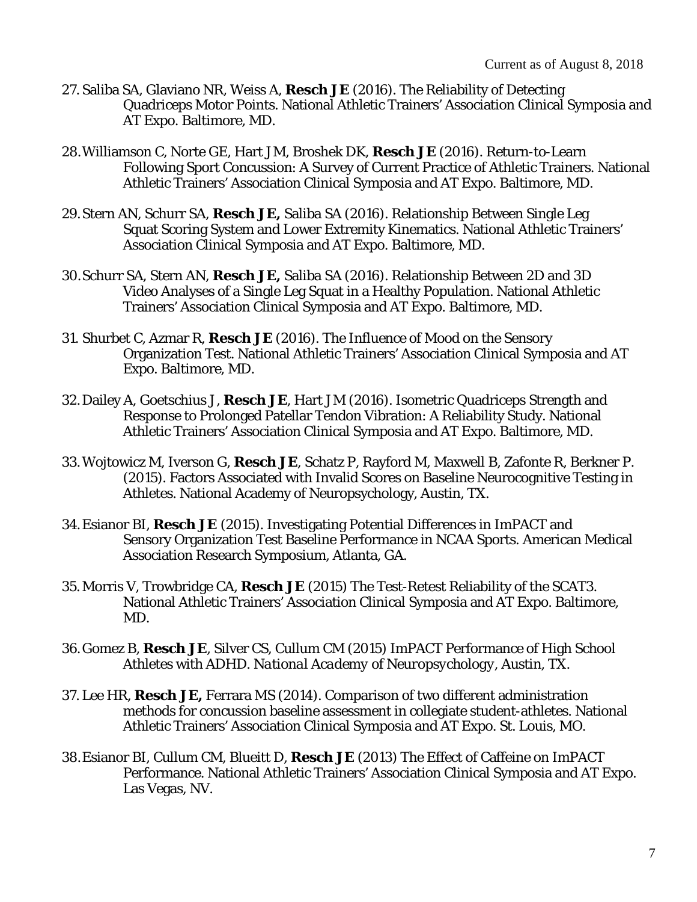27. Saliba SA, Glaviano NR, Weiss A, **Resch JE** (2016). The Reliability of Detecting Quadriceps Motor Points. National Athletic Trainers' Association Clinical Symposia and AT Expo. Baltimore, MD.

28. Williamson C, Norte GE, Hart JM, Broshek DK, **Resch JE** (2016). Return-to-Learn Following Sport Concussion: A Survey of Current Practice of Athletic Trainers. National Athletic Trainers' Association Clinical Symposia and AT Expo. Baltimore, MD.

29. Stern AN, Schurr SA, **Resch JE,** Saliba SA (2016). Relationship Between Single Leg Squat Scoring System and Lower Extremity Kinematics. National Athletic Trainers' Association Clinical Symposia and AT Expo. Baltimore, MD.

30. Schurr SA, Stern AN, **Resch JE,** Saliba SA (2016). Relationship Between 2D and 3D Video Analyses of a Single Leg Squat in a Healthy Population. National Athletic Trainers' Association Clinical Symposia and AT Expo. Baltimore, MD.

31. Shurbet C, Azmar R, **Resch JE** (2016). The Influence of Mood on the Sensory Organization Test. National Athletic Trainers' Association Clinical Symposia and AT Expo. Baltimore, MD.

32. Dailey A, Goetschius J, **Resch JE**, Hart JM (2016). Isometric Quadriceps Strength and Response to Prolonged Patellar Tendon Vibration: A Reliability Study. National Athletic Trainers' Association Clinical Symposia and AT Expo. Baltimore, MD.

33. Wojtowicz M, Iverson G, **Resch JE**, Schatz P, Rayford M, Maxwell B, Zafonte R, Berkner P. (2015). Factors Associated with Invalid Scores on Baseline Neurocognitive Testing in Athletes. National Academy of Neuropsychology, Austin, TX.

34. Esianor BI, **Resch JE** (2015). Investigating Potential Differences in ImPACT and Sensory Organization Test Baseline Performance in NCAA Sports. American Medical Association Research Symposium, Atlanta, GA.

35. Morris V, Trowbridge CA, **Resch JE** (2015) The Test-Retest Reliability of the SCAT3. National Athletic Trainers' Association Clinical Symposia and AT Expo. Baltimore, MD.

36. Gomez B, **Resch JE**, Silver CS, Cullum CM (2015) ImPACT Performance of High School Athletes with ADHD. *National Academy of Neuropsychology*, Austin, TX.

37. Lee HR, **Resch JE,** Ferrara MS (2014). Comparison of two different administration methods for concussion baseline assessment in collegiate student-athletes. National Athletic Trainers' Association Clinical Symposia and AT Expo. St. Louis, MO.

38. Esianor BI, Cullum CM, Blueitt D, **Resch JE** (2013) The Effect of Caffeine on ImPACT Performance. National Athletic Trainers' Association Clinical Symposia and AT Expo. Las Vegas, NV.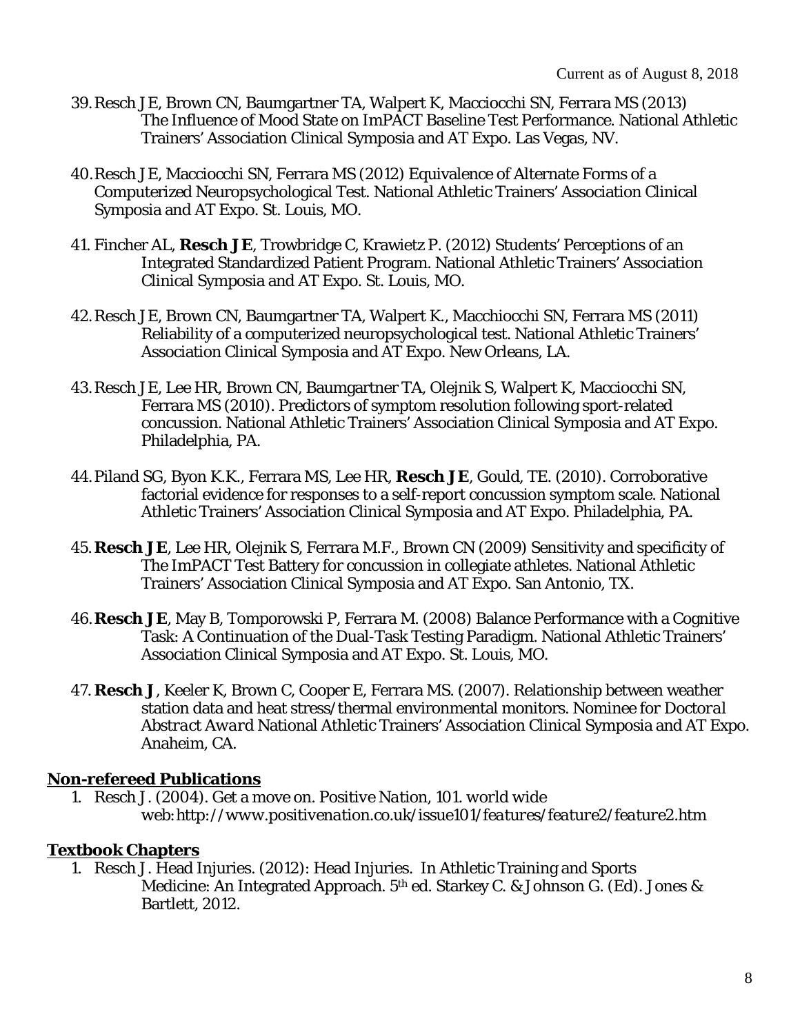39. Resch JE, Brown CN, Baumgartner TA, Walpert K, Macciocchi SN, Ferrara MS (2013) The Influence of Mood State on ImPACT Baseline Test Performance. National Athletic Trainers' Association Clinical Symposia and AT Expo. Las Vegas, NV.

40. Resch JE, Macciocchi SN, Ferrara MS (2012) Equivalence of Alternate Forms of a Computerized Neuropsychological Test. National Athletic Trainers' Association Clinical Symposia and AT Expo. St. Louis, MO.

41. Fincher AL, **Resch JE**, Trowbridge C, Krawietz P. (2012) Students' Perceptions of an Integrated Standardized Patient Program. National Athletic Trainers' Association Clinical Symposia and AT Expo. St. Louis, MO.

42. Resch JE, Brown CN, Baumgartner TA, Walpert K., Macchiocchi SN, Ferrara MS (2011) Reliability of a computerized neuropsychological test. National Athletic Trainers' Association Clinical Symposia and AT Expo. New Orleans, LA.

43. Resch JE, Lee HR, Brown CN, Baumgartner TA, Olejnik S, Walpert K, Macciocchi SN, Ferrara MS (2010). Predictors of symptom resolution following sport-related concussion. National Athletic Trainers' Association Clinical Symposia and AT Expo. Philadelphia, PA.

44. Piland SG, Byon K.K., Ferrara MS, Lee HR, **Resch JE**, Gould, TE. (2010). Corroborative factorial evidence for responses to a self-report concussion symptom scale. National Athletic Trainers' Association Clinical Symposia and AT Expo. Philadelphia, PA.

45. **Resch JE**, Lee HR, Olejnik S, Ferrara M.F., Brown CN (2009) Sensitivity and specificity of The ImPACT Test Battery for concussion in collegiate athletes. National Athletic Trainers' Association Clinical Symposia and AT Expo. San Antonio, TX.

46. **Resch JE**, May B, Tomporowski P, Ferrara M. (2008) Balance Performance with a Cognitive Task: A Continuation of the Dual-Task Testing Paradigm. National Athletic Trainers' Association Clinical Symposia and AT Expo. St. Louis, MO.

47. **Resch J**, Keeler K, Brown C, Cooper E, Ferrara MS. (2007). Relationship between weather station data and heat stress/thermal environmental monitors. Nominee for *Doctoral Abstract Award* National Athletic Trainers' Association Clinical Symposia and AT Expo. Anaheim, CA.

## Non-refereed Publications

1. Resch J. (2004). Get a move on. *Positive Nation*, 101. world wide web:*http://www.positivenation.co.uk/issue101/features/feature2/feature2.htm*

## Textbook Chapters

1. Resch J. Head Injuries. (2012): Head Injuries. In Athletic Training and Sports Medicine: An Integrated Approach. 5th ed. Starkey C. & Johnson G. (Ed). Jones & Bartlett, 2012.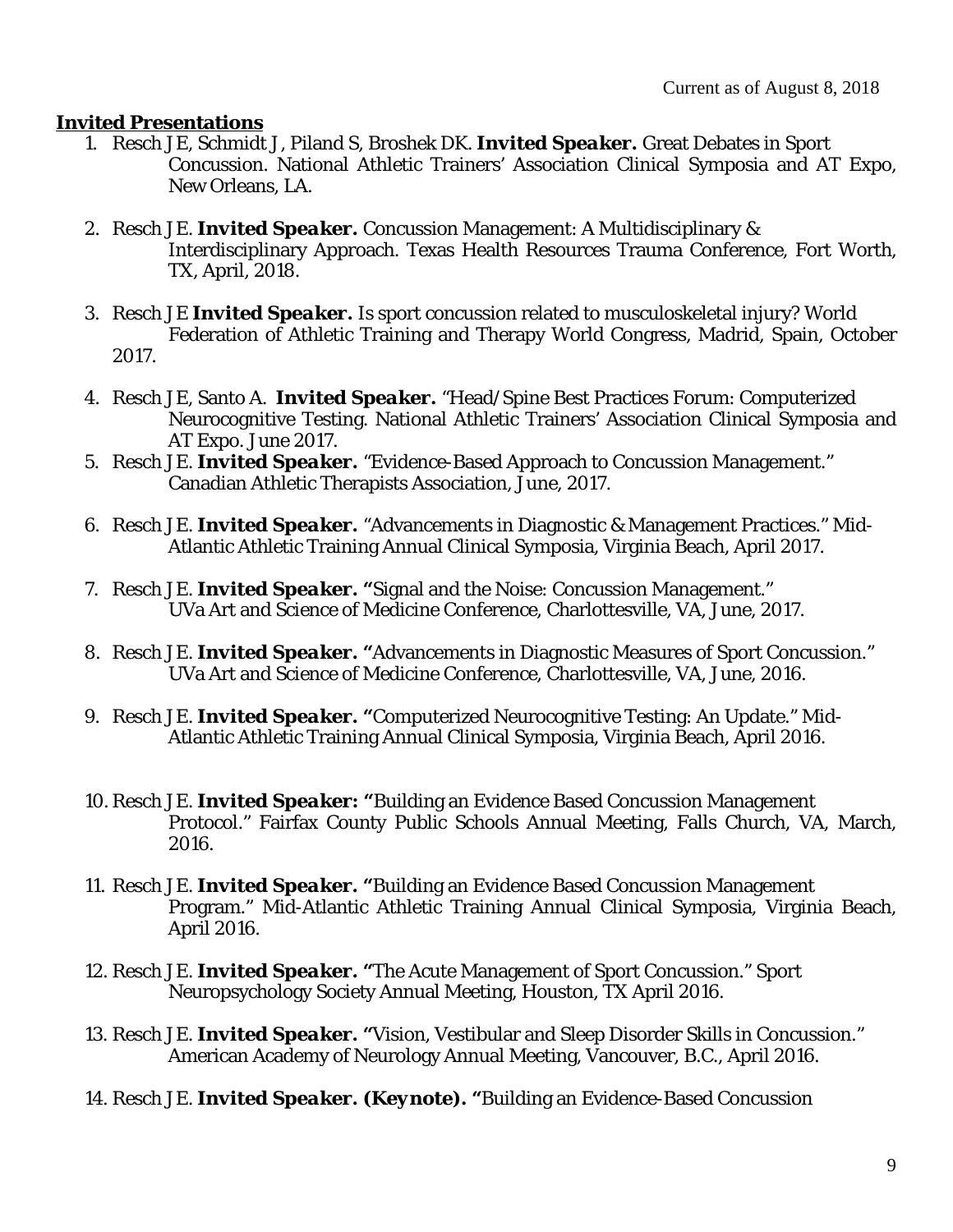Current as of August 8, 2018

**_Invited Presentations_**

1. Resch JE, Schmidt J, Piland S, Broshek DK. ***Invited Speaker.*** Great Debates in Sport Concussion. National Athletic Trainers' Association Clinical Symposia and AT Expo, New Orleans, LA.

2. Resch JE. ***Invited Speaker.*** Concussion Management: A Multidisciplinary & Interdisciplinary Approach. Texas Health Resources Trauma Conference, Fort Worth, TX, April, 2018.

3. Resch JE ***Invited Speaker.*** Is sport concussion related to musculoskeletal injury? World Federation of Athletic Training and Therapy World Congress, Madrid, Spain, October 2017.

4. Resch JE, Santo A. ***Invited Speaker.*** "Head/Spine Best Practices Forum: Computerized Neurocognitive Testing. National Athletic Trainers' Association Clinical Symposia and AT Expo. June 2017.
5. Resch JE. ***Invited Speaker.*** "Evidence-Based Approach to Concussion Management." Canadian Athletic Therapists Association, June, 2017.

6. Resch JE. ***Invited Speaker.*** "Advancements in Diagnostic & Management Practices." Mid-Atlantic Athletic Training Annual Clinical Symposia, Virginia Beach, April 2017.

7. Resch JE. ***Invited Speaker.*** "Signal and the Noise: Concussion Management." UVa Art and Science of Medicine Conference, Charlottesville, VA, June, 2017.

8. Resch JE. ***Invited Speaker.*** "Advancements in Diagnostic Measures of Sport Concussion." UVa Art and Science of Medicine Conference, Charlottesville, VA, June, 2016.

9. Resch JE. ***Invited Speaker.*** "Computerized Neurocognitive Testing: An Update." Mid-Atlantic Athletic Training Annual Clinical Symposia, Virginia Beach, April 2016.

10. Resch JE. ***Invited Speaker:*** "Building an Evidence Based Concussion Management Protocol." Fairfax County Public Schools Annual Meeting, Falls Church, VA, March, 2016.

11. Resch JE. ***Invited Speaker.*** "Building an Evidence Based Concussion Management Program." Mid-Atlantic Athletic Training Annual Clinical Symposia, Virginia Beach, April 2016.

12. Resch JE. ***Invited Speaker.*** "The Acute Management of Sport Concussion." Sport Neuropsychology Society Annual Meeting, Houston, TX April 2016.

13. Resch JE. ***Invited Speaker.*** "Vision, Vestibular and Sleep Disorder Skills in Concussion." American Academy of Neurology Annual Meeting, Vancouver, B.C., April 2016.

14. Resch JE. ***Invited Speaker. (Keynote).*** "Building an Evidence-Based Concussion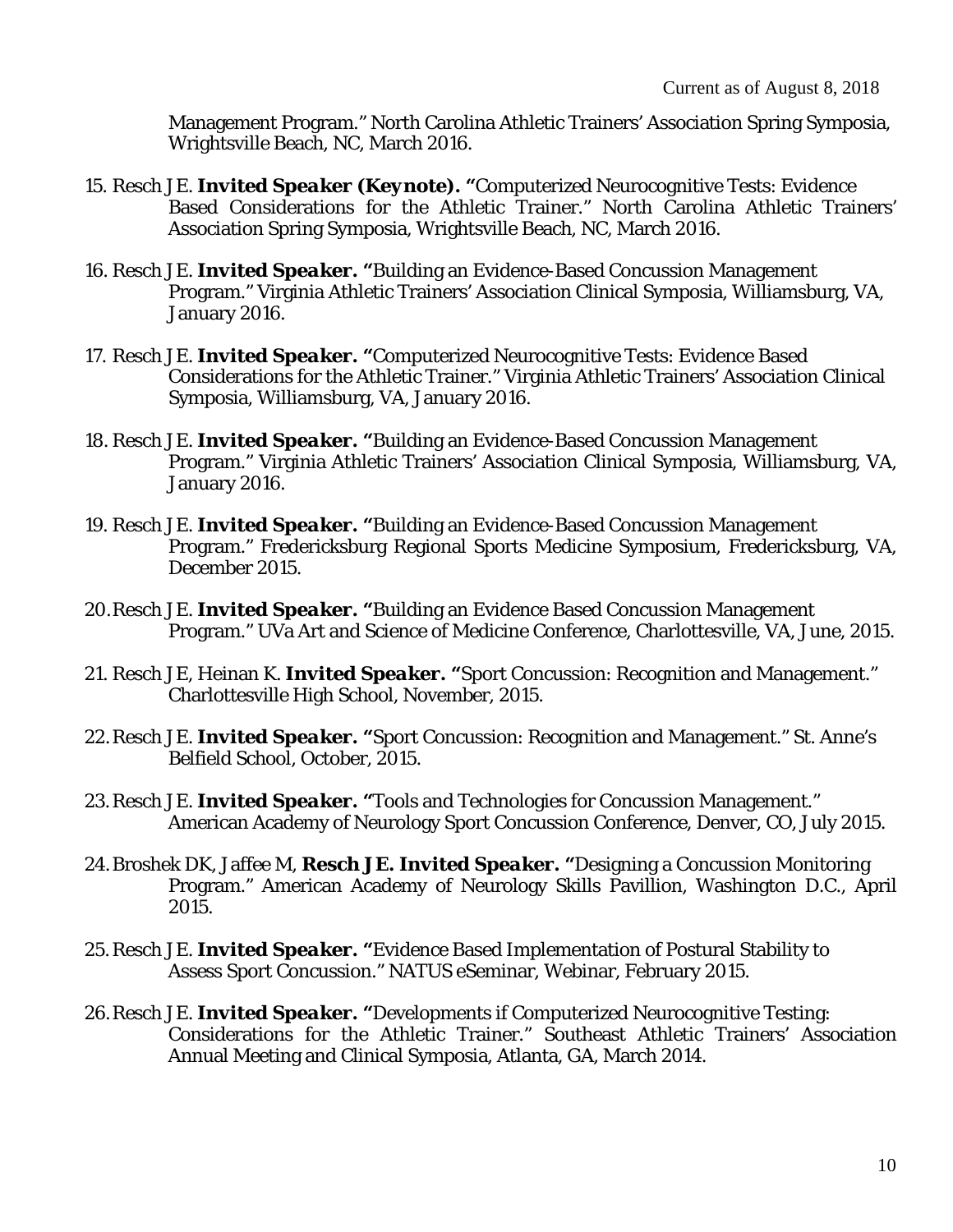Management Program." North Carolina Athletic Trainers' Association Spring Symposia, Wrightsville Beach, NC, March 2016.

15. Resch JE. **Invited Speaker (Keynote). "**Computerized Neurocognitive Tests: Evidence Based Considerations for the Athletic Trainer." North Carolina Athletic Trainers' Association Spring Symposia, Wrightsville Beach, NC, March 2016.

16. Resch JE. **Invited Speaker. "**Building an Evidence-Based Concussion Management Program." Virginia Athletic Trainers' Association Clinical Symposia, Williamsburg, VA, January 2016.

17. Resch JE. **Invited Speaker. "**Computerized Neurocognitive Tests: Evidence Based Considerations for the Athletic Trainer." Virginia Athletic Trainers' Association Clinical Symposia, Williamsburg, VA, January 2016.

18. Resch JE. **Invited Speaker. "**Building an Evidence-Based Concussion Management Program." Virginia Athletic Trainers' Association Clinical Symposia, Williamsburg, VA, January 2016.

19. Resch JE. **Invited Speaker. "**Building an Evidence-Based Concussion Management Program." Fredericksburg Regional Sports Medicine Symposium, Fredericksburg, VA, December 2015.

20. Resch JE. **Invited Speaker. "**Building an Evidence Based Concussion Management Program." UVa Art and Science of Medicine Conference, Charlottesville, VA, June, 2015.

21. Resch JE, Heinan K. **Invited Speaker. "**Sport Concussion: Recognition and Management." Charlottesville High School, November, 2015.

22. Resch JE. **Invited Speaker. "**Sport Concussion: Recognition and Management." St. Anne's Belfield School, October, 2015.

23. Resch JE. **Invited Speaker. "**Tools and Technologies for Concussion Management." American Academy of Neurology Sport Concussion Conference, Denver, CO, July 2015.

24. Broshek DK, Jaffee M, **Resch JE. Invited Speaker. "**Designing a Concussion Monitoring Program." American Academy of Neurology Skills Pavillion, Washington D.C., April 2015.

25. Resch JE. **Invited Speaker. "**Evidence Based Implementation of Postural Stability to Assess Sport Concussion." NATUS eSeminar, Webinar, February 2015.

26. Resch JE. **Invited Speaker. "**Developments if Computerized Neurocognitive Testing: Considerations for the Athletic Trainer." Southeast Athletic Trainers' Association Annual Meeting and Clinical Symposia, Atlanta, GA, March 2014.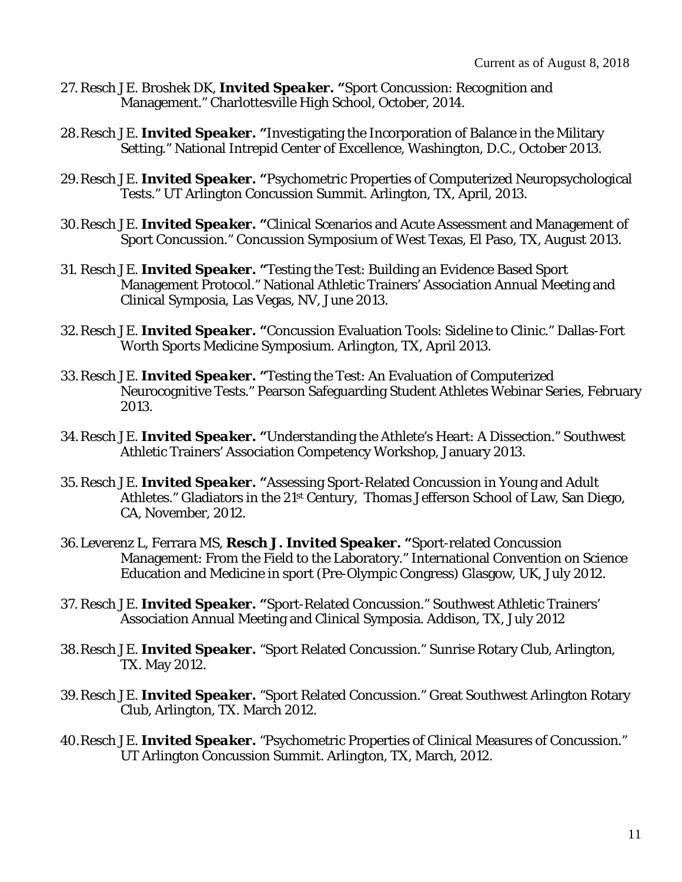27. Resch JE. Broshek DK, ***Invited Speaker.*** **"**Sport Concussion: Recognition and Management." Charlottesville High School, October, 2014.

28. Resch JE. ***Invited Speaker.*** **"**Investigating the Incorporation of Balance in the Military Setting." National Intrepid Center of Excellence, Washington, D.C., October 2013.

29. Resch JE. ***Invited Speaker.*** **"**Psychometric Properties of Computerized Neuropsychological Tests." UT Arlington Concussion Summit. Arlington, TX, April, 2013.

30. Resch JE. ***Invited Speaker.*** **"**Clinical Scenarios and Acute Assessment and Management of Sport Concussion." Concussion Symposium of West Texas, El Paso, TX, August 2013.

31. Resch JE. ***Invited Speaker.*** **"**Testing the Test: Building an Evidence Based Sport Management Protocol." National Athletic Trainers' Association Annual Meeting and Clinical Symposia, Las Vegas, NV, June 2013.

32. Resch JE. ***Invited Speaker.*** **"**Concussion Evaluation Tools: Sideline to Clinic." Dallas-Fort Worth Sports Medicine Symposium. Arlington, TX, April 2013.

33. Resch JE. ***Invited Speaker.*** **"**Testing the Test: An Evaluation of Computerized Neurocognitive Tests." Pearson Safeguarding Student Athletes Webinar Series, February 2013.

34. Resch JE. ***Invited Speaker.*** **"**Understanding the Athlete's Heart: A Dissection." Southwest Athletic Trainers' Association Competency Workshop, January 2013.

35. Resch JE. ***Invited Speaker.*** **"**Assessing Sport-Related Concussion in Young and Adult Athletes." Gladiators in the 21st Century, Thomas Jefferson School of Law, San Diego, CA, November, 2012.

36. Leverenz L, Ferrara MS, **Resch J. *Invited Speaker.*** **"**Sport-related Concussion Management: From the Field to the Laboratory." International Convention on Science Education and Medicine in sport (Pre-Olympic Congress) Glasgow, UK, July 2012.

37. Resch JE. ***Invited Speaker.*** **"**Sport-Related Concussion." Southwest Athletic Trainers' Association Annual Meeting and Clinical Symposia. Addison, TX, July 2012

38. Resch JE. ***Invited Speaker.*** "Sport Related Concussion." Sunrise Rotary Club, Arlington, TX. May 2012.

39. Resch JE. ***Invited Speaker.*** "Sport Related Concussion." Great Southwest Arlington Rotary Club, Arlington, TX. March 2012.

40. Resch JE. ***Invited Speaker.*** "Psychometric Properties of Clinical Measures of Concussion." UT Arlington Concussion Summit. Arlington, TX, March, 2012.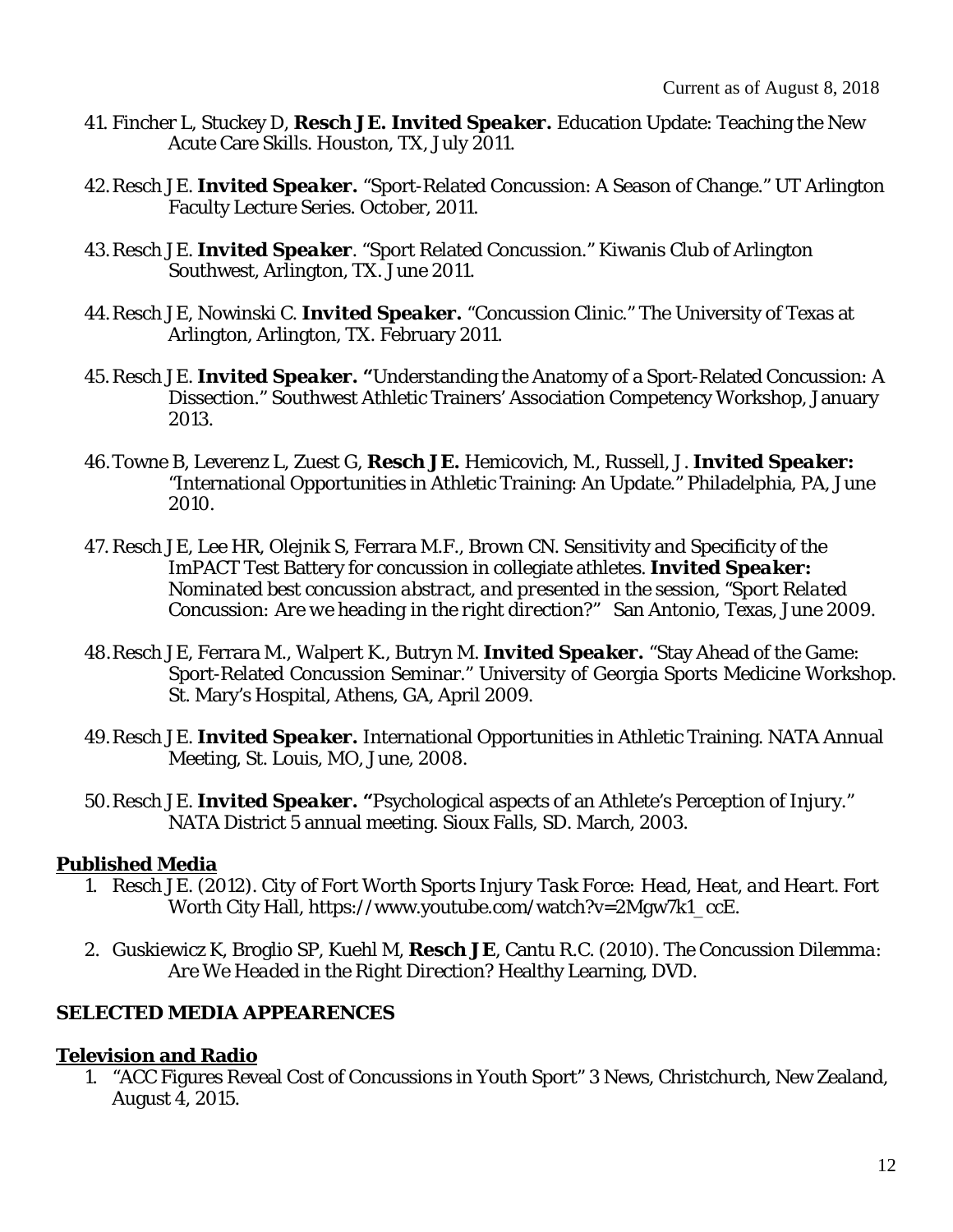41. Fincher L, Stuckey D, **Resch JE. *Invited Speaker.*** Education Update: Teaching the New Acute Care Skills. Houston, TX, July 2011.

42. Resch JE. ***Invited Speaker.*** "Sport-Related Concussion: A Season of Change." UT Arlington Faculty Lecture Series. October, 2011.

43. Resch JE. ***Invited Speaker***. "Sport Related Concussion." Kiwanis Club of Arlington Southwest, Arlington, TX. June 2011.

44. Resch JE, Nowinski C. ***Invited Speaker.*** "Concussion Clinic." The University of Texas at Arlington, Arlington, TX. February 2011.

45. Resch JE. ***Invited Speaker.*** **"**Understanding the Anatomy of a Sport-Related Concussion: A Dissection." Southwest Athletic Trainers' Association Competency Workshop, January 2013.

46. Towne B, Leverenz L, Zuest G, **Resch JE.** Hemicovich, M., Russell, J. ***Invited Speaker:*** "International Opportunities in Athletic Training: An Update." Philadelphia, PA, June 2010.

47. Resch JE, Lee HR, Olejnik S, Ferrara M.F., Brown CN. Sensitivity and Specificity of the ImPACT Test Battery for concussion in collegiate athletes. ***Invited Speaker:*** *Nominated best concussion abstract, and presented in the session, "Sport Related Concussion: Are we heading in the right direction?"* San Antonio, Texas, June 2009.

48. Resch JE, Ferrara M., Walpert K., Butryn M. ***Invited Speaker.*** "Stay Ahead of the Game: Sport-Related Concussion Seminar." University of Georgia Sports Medicine Workshop. St. Mary's Hospital, Athens, GA, April 2009.

49. Resch JE. ***Invited Speaker.*** International Opportunities in Athletic Training. NATA Annual Meeting, St. Louis, MO, June, 2008.

50. Resch JE. ***Invited Speaker.*** **"**Psychological aspects of an Athlete's Perception of Injury." NATA District 5 annual meeting. Sioux Falls, SD. March, 2003.

## Published Media

1. Resch JE. (2012). *City of Fort Worth Sports Injury Task Force: Head, Heat, and Heart*. Fort Worth City Hall, https://www.youtube.com/watch?v=2Mgw7k1_ccE.

2. Guskiewicz K, Broglio SP, Kuehl M, **Resch JE**, Cantu R.C. (2010). *The Concussion Dilemma: Are We Headed in the Right Direction?* Healthy Learning, DVD.

## SELECTED MEDIA APPEARENCES

## Television and Radio

1. "ACC Figures Reveal Cost of Concussions in Youth Sport" 3 News, Christchurch, New Zealand, August 4, 2015.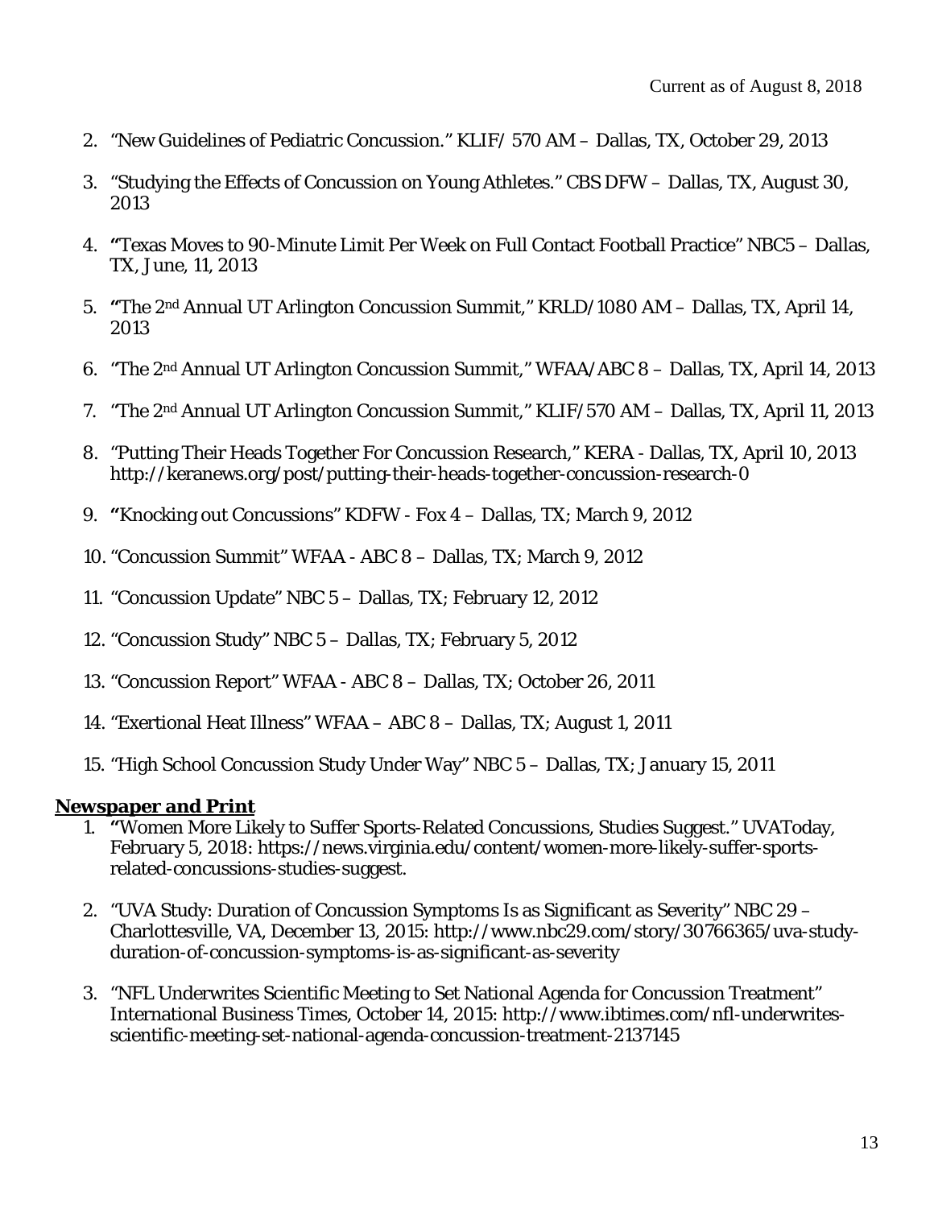2. "New Guidelines of Pediatric Concussion." KLIF/ 570 AM – Dallas, TX, October 29, 2013

3. "Studying the Effects of Concussion on Young Athletes." CBS DFW – Dallas, TX, August 30, 2013

4. **"**Texas Moves to 90-Minute Limit Per Week on Full Contact Football Practice" NBC5 – Dallas, TX, June, 11, 2013

5. **"**The 2nd Annual UT Arlington Concussion Summit," KRLD/1080 AM – Dallas, TX, April 14, 2013

6. "The 2nd Annual UT Arlington Concussion Summit," WFAA/ABC 8 – Dallas, TX, April 14, 2013

7. "The 2nd Annual UT Arlington Concussion Summit," KLIF/570 AM – Dallas, TX, April 11, 2013

8. "Putting Their Heads Together For Concussion Research," KERA - Dallas, TX, April 10, 2013 http://keranews.org/post/putting-their-heads-together-concussion-research-0

9. **"**Knocking out Concussions" KDFW - Fox 4 – Dallas, TX; March 9, 2012

10. "Concussion Summit" WFAA - ABC 8 – Dallas, TX; March 9, 2012

11. "Concussion Update" NBC 5 – Dallas, TX; February 12, 2012

12. "Concussion Study" NBC 5 – Dallas, TX; February 5, 2012

13. "Concussion Report" WFAA - ABC 8 – Dallas, TX; October 26, 2011

14. "Exertional Heat Illness" WFAA – ABC 8 – Dallas, TX; August 1, 2011

15. "High School Concussion Study Under Way" NBC 5 – Dallas, TX; January 15, 2011

**Newspaper and Print**

1. **"**Women More Likely to Suffer Sports-Related Concussions, Studies Suggest." UVAToday, February 5, 2018: https://news.virginia.edu/content/women-more-likely-suffer-sports-related-concussions-studies-suggest.

2. "UVA Study: Duration of Concussion Symptoms Is as Significant as Severity" NBC 29 – Charlottesville, VA, December 13, 2015: http://www.nbc29.com/story/30766365/uva-study-duration-of-concussion-symptoms-is-as-significant-as-severity

3. "NFL Underwrites Scientific Meeting to Set National Agenda for Concussion Treatment" International Business Times, October 14, 2015: http://www.ibtimes.com/nfl-underwrites-scientific-meeting-set-national-agenda-concussion-treatment-2137145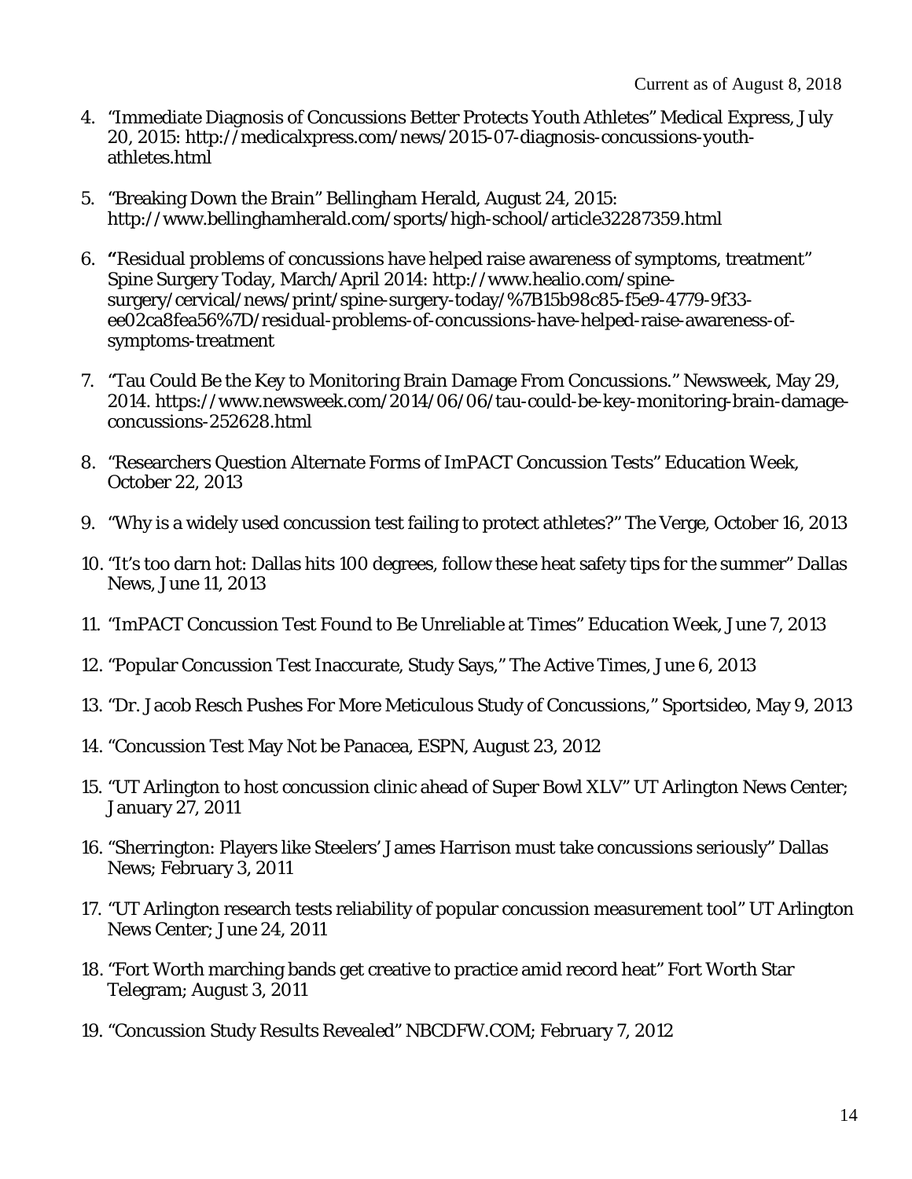4. "Immediate Diagnosis of Concussions Better Protects Youth Athletes" Medical Express, July 20, 2015: http://medicalxpress.com/news/2015-07-diagnosis-concussions-youth-athletes.html

5. "Breaking Down the Brain" Bellingham Herald, August 24, 2015: http://www.bellinghamherald.com/sports/high-school/article32287359.html

6. **"**Residual problems of concussions have helped raise awareness of symptoms, treatment" Spine Surgery Today, March/April 2014: http://www.healio.com/spine-surgery/cervical/news/print/spine-surgery-today/%7B15b98c85-f5e9-4779-9f33-ee02ca8fea56%7D/residual-problems-of-concussions-have-helped-raise-awareness-of-symptoms-treatment

7. "Tau Could Be the Key to Monitoring Brain Damage From Concussions." Newsweek, May 29, 2014. https://www.newsweek.com/2014/06/06/tau-could-be-key-monitoring-brain-damage-concussions-252628.html

8. "Researchers Question Alternate Forms of ImPACT Concussion Tests" Education Week, October 22, 2013

9. "Why is a widely used concussion test failing to protect athletes?" The Verge, October 16, 2013

10. "It's too darn hot: Dallas hits 100 degrees, follow these heat safety tips for the summer" Dallas News, June 11, 2013

11. "ImPACT Concussion Test Found to Be Unreliable at Times" Education Week, June 7, 2013

12. "Popular Concussion Test Inaccurate, Study Says," The Active Times, June 6, 2013

13. "Dr. Jacob Resch Pushes For More Meticulous Study of Concussions," Sportsideo, May 9, 2013

14. "Concussion Test May Not be Panacea, ESPN, August 23, 2012

15. "UT Arlington to host concussion clinic ahead of Super Bowl XLV" UT Arlington News Center; January 27, 2011

16. "Sherrington: Players like Steelers' James Harrison must take concussions seriously" Dallas News; February 3, 2011

17. "UT Arlington research tests reliability of popular concussion measurement tool" UT Arlington News Center; June 24, 2011

18. "Fort Worth marching bands get creative to practice amid record heat" Fort Worth Star Telegram; August 3, 2011

19. "Concussion Study Results Revealed" NBCDFW.COM; February 7, 2012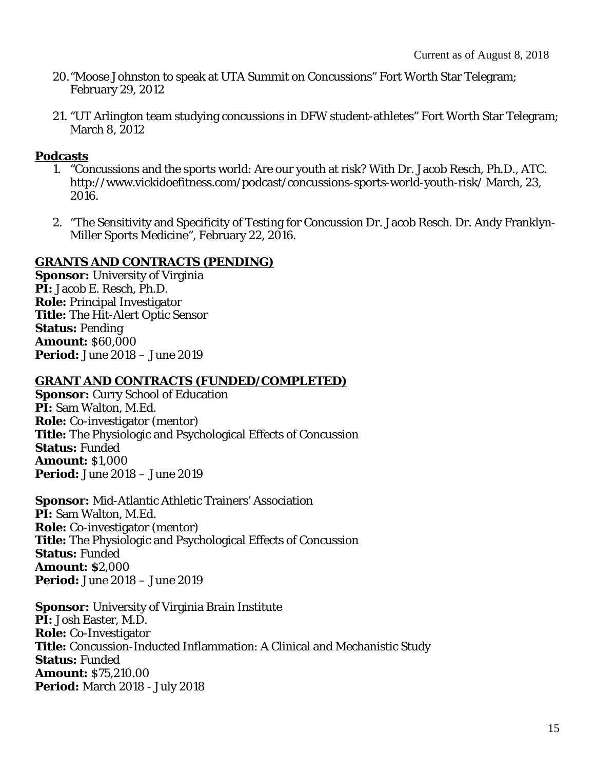20. "Moose Johnston to speak at UTA Summit on Concussions" Fort Worth Star Telegram; February 29, 2012

21. "UT Arlington team studying concussions in DFW student-athletes" Fort Worth Star Telegram; March 8, 2012

### Podcasts

1. "Concussions and the sports world: Are our youth at risk? With Dr. Jacob Resch, Ph.D., ATC. http://www.vickidoefitness.com/podcast/concussions-sports-world-youth-risk/ March, 23, 2016.

2. "The Sensitivity and Specificity of Testing for Concussion Dr. Jacob Resch. Dr. Andy Franklyn-Miller Sports Medicine", February 22, 2016.

## GRANTS AND CONTRACTS (PENDING)

**Sponsor:** University of Virginia
**PI:** Jacob E. Resch, Ph.D.
**Role:** Principal Investigator
**Title:** The Hit-Alert Optic Sensor
**Status:** Pending
**Amount:** $60,000
**Period:** June 2018 – June 2019

## GRANT AND CONTRACTS (FUNDED/COMPLETED)

**Sponsor:** Curry School of Education
**PI:** Sam Walton, M.Ed.
**Role:** Co-investigator (mentor)
**Title:** The Physiologic and Psychological Effects of Concussion
**Status:** Funded
**Amount:** $1,000
**Period:** June 2018 – June 2019

**Sponsor:** Mid-Atlantic Athletic Trainers' Association
**PI:** Sam Walton, M.Ed.
**Role:** Co-investigator (mentor)
**Title:** The Physiologic and Psychological Effects of Concussion
**Status:** Funded
**Amount: $**2,000
**Period:** June 2018 – June 2019

**Sponsor:** University of Virginia Brain Institute
**PI:** Josh Easter, M.D.
**Role:** Co-Investigator
**Title:** Concussion-Inducted Inflammation: A Clinical and Mechanistic Study
**Status:** Funded
**Amount:** $75,210.00
**Period:** March 2018 - July 2018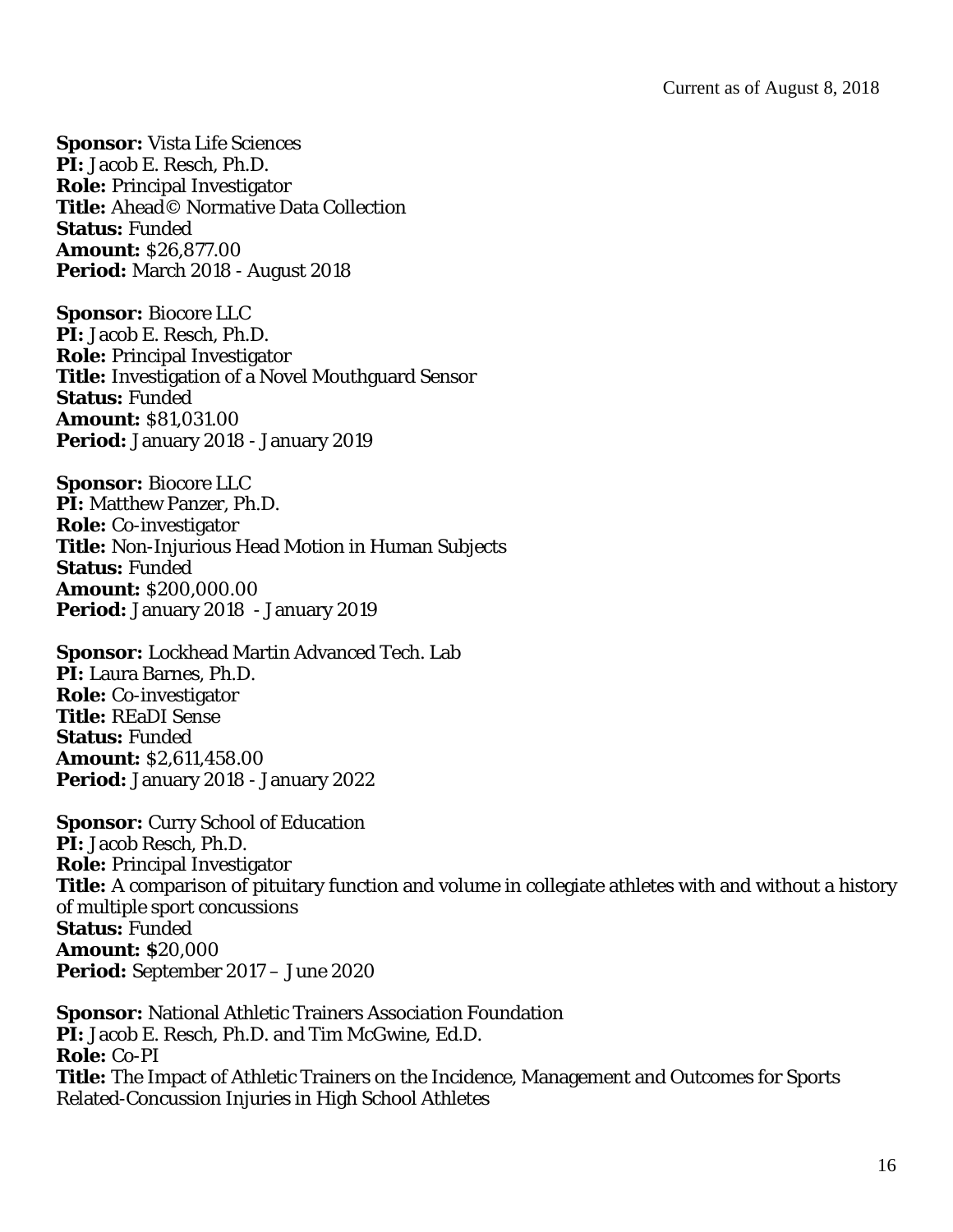**Sponsor:** Vista Life Sciences
**PI:** Jacob E. Resch, Ph.D.
**Role:** Principal Investigator
**Title:** Ahead© Normative Data Collection
**Status:** Funded
**Amount:** $26,877.00
**Period:** March 2018 - August 2018

**Sponsor:** Biocore LLC
**PI:** Jacob E. Resch, Ph.D.
**Role:** Principal Investigator
**Title:** Investigation of a Novel Mouthguard Sensor
**Status:** Funded
**Amount:** $81,031.00
**Period:** January 2018 - January 2019

**Sponsor:** Biocore LLC
**PI:** Matthew Panzer, Ph.D.
**Role:** Co-investigator
**Title:** Non-Injurious Head Motion in Human Subjects
**Status:** Funded
**Amount:** $200,000.00
**Period:** January 2018 - January 2019

**Sponsor:** Lockhead Martin Advanced Tech. Lab
**PI:** Laura Barnes, Ph.D.
**Role:** Co-investigator
**Title:** REaDI Sense
**Status:** Funded
**Amount:** $2,611,458.00
**Period:** January 2018 - January 2022

**Sponsor:** Curry School of Education
**PI:** Jacob Resch, Ph.D.
**Role:** Principal Investigator
**Title:** A comparison of pituitary function and volume in collegiate athletes with and without a history of multiple sport concussions
**Status:** Funded
**Amount: $**20,000
**Period:** September 2017 – June 2020

**Sponsor:** National Athletic Trainers Association Foundation
**PI:** Jacob E. Resch, Ph.D. and Tim McGwine, Ed.D.
**Role:** Co-PI
**Title:** The Impact of Athletic Trainers on the Incidence, Management and Outcomes for Sports Related-Concussion Injuries in High School Athletes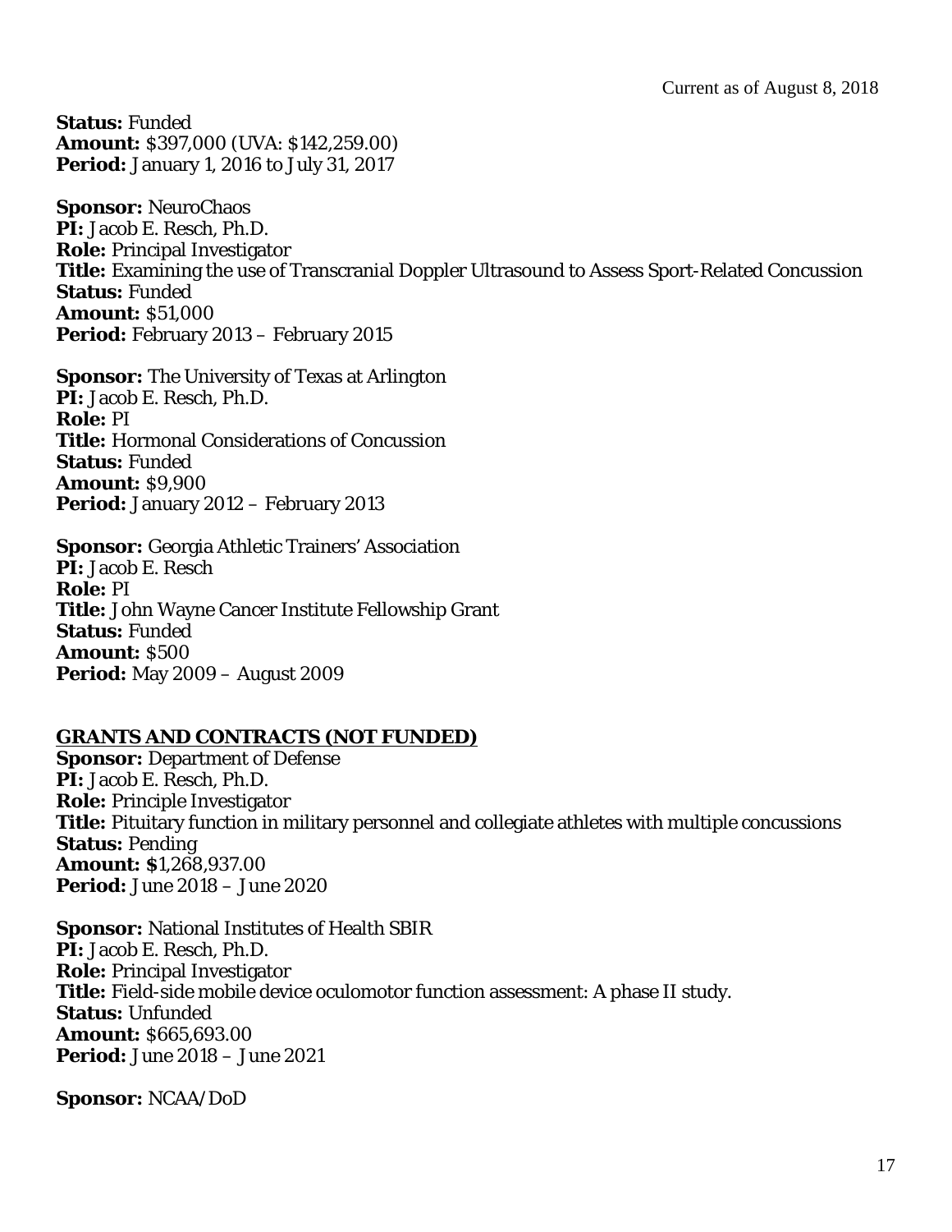**Status:** Funded
**Amount:** $397,000 (UVA: $142,259.00)
**Period:** January 1, 2016 to July 31, 2017

**Sponsor:** NeuroChaos
**PI:** Jacob E. Resch, Ph.D.
**Role:** Principal Investigator
**Title:** Examining the use of Transcranial Doppler Ultrasound to Assess Sport-Related Concussion
**Status:** Funded
**Amount:** $51,000
**Period:** February 2013 – February 2015

**Sponsor:** The University of Texas at Arlington
**PI:** Jacob E. Resch, Ph.D.
**Role:** PI
**Title:** Hormonal Considerations of Concussion
**Status:** Funded
**Amount:** $9,900
**Period:** January 2012 – February 2013

**Sponsor:** Georgia Athletic Trainers' Association
**PI:** Jacob E. Resch
**Role:** PI
**Title:** John Wayne Cancer Institute Fellowship Grant
**Status:** Funded
**Amount:** $500
**Period:** May 2009 – August 2009

## GRANTS AND CONTRACTS (NOT FUNDED)

**Sponsor:** Department of Defense
**PI:** Jacob E. Resch, Ph.D.
**Role:** Principle Investigator
**Title:** Pituitary function in military personnel and collegiate athletes with multiple concussions
**Status:** Pending
**Amount:** $1,268,937.00
**Period:** June 2018 – June 2020

**Sponsor:** National Institutes of Health SBIR
**PI:** Jacob E. Resch, Ph.D.
**Role:** Principal Investigator
**Title:** Field-side mobile device oculomotor function assessment: A phase II study.
**Status:** Unfunded
**Amount:** $665,693.00
**Period:** June 2018 – June 2021

**Sponsor:** NCAA/DoD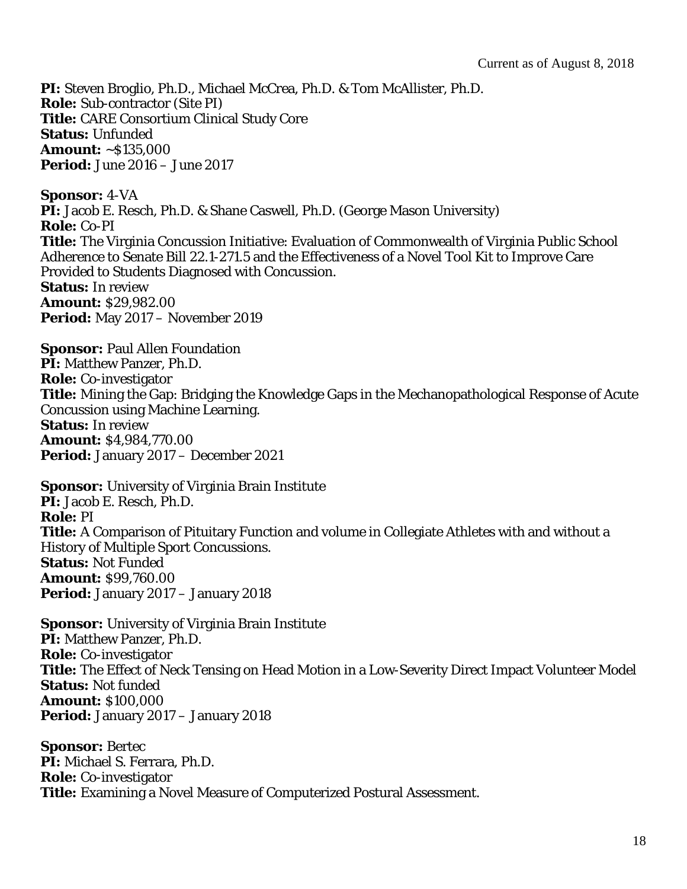**PI:** Steven Broglio, Ph.D., Michael McCrea, Ph.D. & Tom McAllister, Ph.D.
**Role:** Sub-contractor (Site PI)
**Title:** CARE Consortium Clinical Study Core
**Status:** Unfunded
**Amount:** ~$135,000
**Period:** June 2016 – June 2017

**Sponsor:** 4-VA
**PI:** Jacob E. Resch, Ph.D. & Shane Caswell, Ph.D. (George Mason University)
**Role:** Co-PI
**Title:** The Virginia Concussion Initiative: Evaluation of Commonwealth of Virginia Public School Adherence to Senate Bill 22.1-271.5 and the Effectiveness of a Novel Tool Kit to Improve Care Provided to Students Diagnosed with Concussion.
**Status:** In review
**Amount:** $29,982.00
**Period:** May 2017 – November 2019

**Sponsor:** Paul Allen Foundation
**PI:** Matthew Panzer, Ph.D.
**Role:** Co-investigator
**Title:** Mining the Gap: Bridging the Knowledge Gaps in the Mechanopathological Response of Acute Concussion using Machine Learning.
**Status:** In review
**Amount:** $4,984,770.00
**Period:** January 2017 – December 2021

**Sponsor:** University of Virginia Brain Institute
**PI:** Jacob E. Resch, Ph.D.
**Role:** PI
**Title:** A Comparison of Pituitary Function and volume in Collegiate Athletes with and without a History of Multiple Sport Concussions.
**Status:** Not Funded
**Amount:** $99,760.00
**Period:** January 2017 – January 2018

**Sponsor:** University of Virginia Brain Institute
**PI:** Matthew Panzer, Ph.D.
**Role:** Co-investigator
**Title:** The Effect of Neck Tensing on Head Motion in a Low-Severity Direct Impact Volunteer Model
**Status:** Not funded
**Amount:** $100,000
**Period:** January 2017 – January 2018

**Sponsor:** Bertec
**PI:** Michael S. Ferrara, Ph.D.
**Role:** Co-investigator
**Title:** Examining a Novel Measure of Computerized Postural Assessment.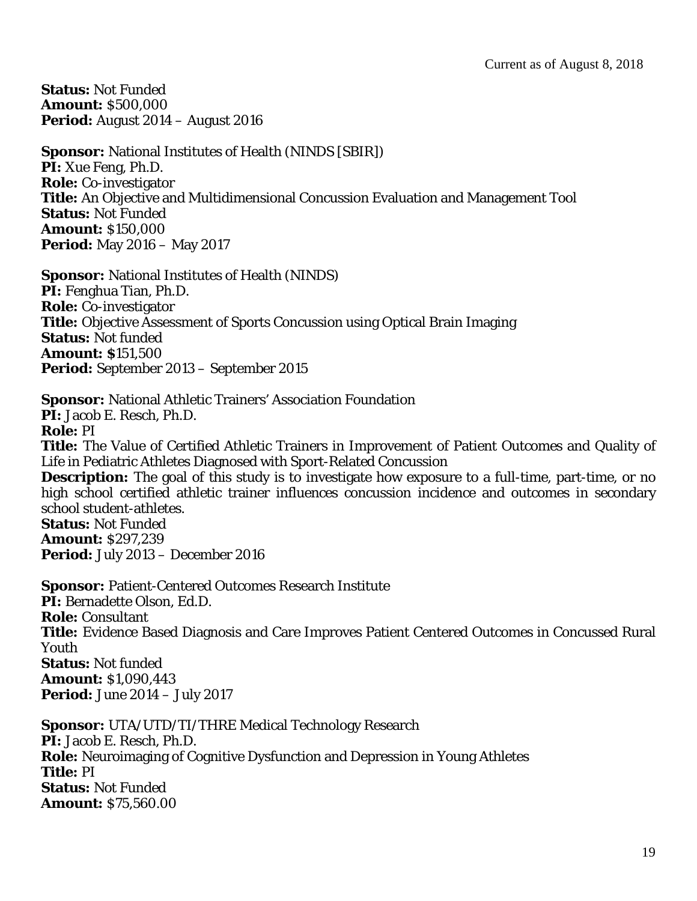**Status:** Not Funded
**Amount:** $500,000
**Period:** August 2014 – August 2016

**Sponsor:** National Institutes of Health (NINDS [SBIR])
**PI:** Xue Feng, Ph.D.
**Role:** Co-investigator
**Title:** An Objective and Multidimensional Concussion Evaluation and Management Tool
**Status:** Not Funded
**Amount:** $150,000
**Period:** May 2016 – May 2017

**Sponsor:** National Institutes of Health (NINDS)
**PI:** Fenghua Tian, Ph.D.
**Role:** Co-investigator
**Title:** Objective Assessment of Sports Concussion using Optical Brain Imaging
**Status:** Not funded
**Amount: $**151,500
**Period:** September 2013 – September 2015

**Sponsor:** National Athletic Trainers' Association Foundation
**PI:** Jacob E. Resch, Ph.D.
**Role:** PI
**Title:** The Value of Certified Athletic Trainers in Improvement of Patient Outcomes and Quality of Life in Pediatric Athletes Diagnosed with Sport-Related Concussion
**Description:** The goal of this study is to investigate how exposure to a full-time, part-time, or no high school certified athletic trainer influences concussion incidence and outcomes in secondary school student-athletes.
**Status:** Not Funded
**Amount:** $297,239
**Period:** July 2013 – December 2016

**Sponsor:** Patient-Centered Outcomes Research Institute
**PI:** Bernadette Olson, Ed.D.
**Role:** Consultant
**Title:** Evidence Based Diagnosis and Care Improves Patient Centered Outcomes in Concussed Rural Youth
**Status:** Not funded
**Amount:** $1,090,443
**Period:** June 2014 – July 2017

**Sponsor:** UTA/UTD/TI/THRE Medical Technology Research
**PI:** Jacob E. Resch, Ph.D.
**Role:** Neuroimaging of Cognitive Dysfunction and Depression in Young Athletes
**Title:** PI
**Status:** Not Funded
**Amount:** $75,560.00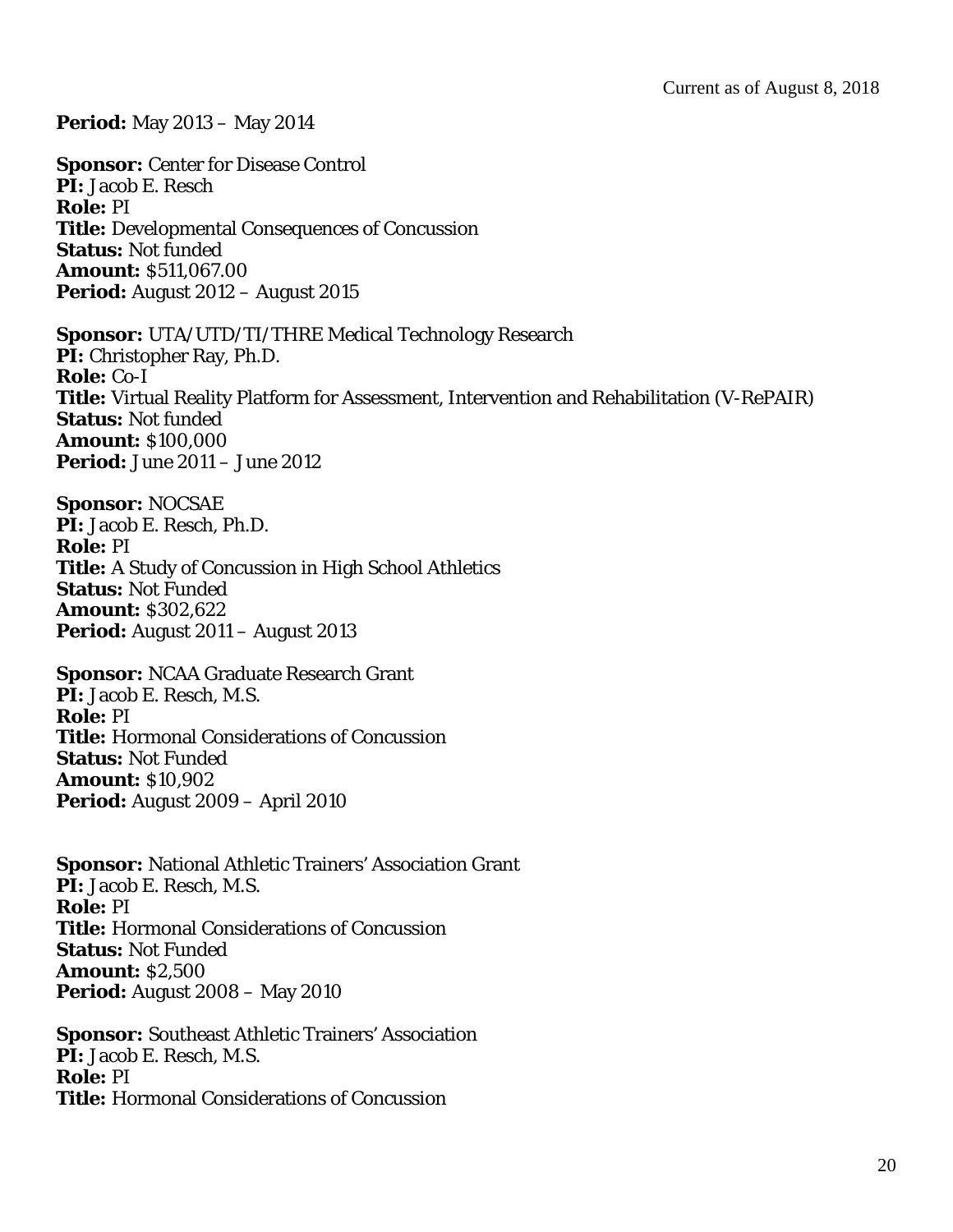**Period:** May 2013 – May 2014

**Sponsor:** Center for Disease Control
**PI:** Jacob E. Resch
**Role:** PI
**Title:** Developmental Consequences of Concussion
**Status:** Not funded
**Amount:** $511,067.00
**Period:** August 2012 – August 2015

**Sponsor:** UTA/UTD/TI/THRE Medical Technology Research
**PI:** Christopher Ray, Ph.D.
**Role:** Co-I
**Title:** Virtual Reality Platform for Assessment, Intervention and Rehabilitation (V-RePAIR)
**Status:** Not funded
**Amount:** $100,000
**Period:** June 2011 – June 2012

**Sponsor:** NOCSAE
**PI:** Jacob E. Resch, Ph.D.
**Role:** PI
**Title:** A Study of Concussion in High School Athletics
**Status:** Not Funded
**Amount:** $302,622
**Period:** August 2011 – August 2013

**Sponsor:** NCAA Graduate Research Grant
**PI:** Jacob E. Resch, M.S.
**Role:** PI
**Title:** Hormonal Considerations of Concussion
**Status:** Not Funded
**Amount:** $10,902
**Period:** August 2009 – April 2010

**Sponsor:** National Athletic Trainers' Association Grant
**PI:** Jacob E. Resch, M.S.
**Role:** PI
**Title:** Hormonal Considerations of Concussion
**Status:** Not Funded
**Amount:** $2,500
**Period:** August 2008 – May 2010

**Sponsor:** Southeast Athletic Trainers' Association
**PI:** Jacob E. Resch, M.S.
**Role:** PI
**Title:** Hormonal Considerations of Concussion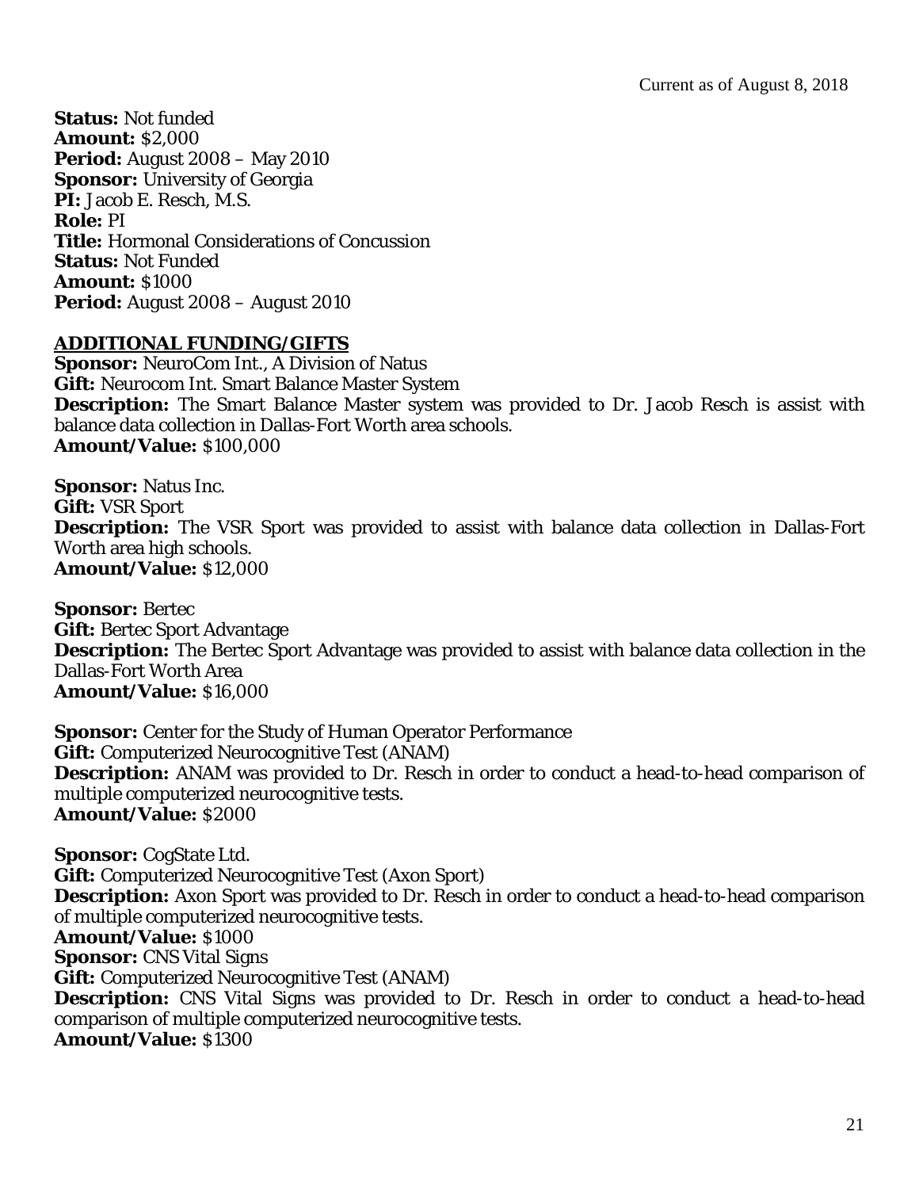**Status:** Not funded
**Amount:** $2,000
**Period:** August 2008 – May 2010
**Sponsor:** University of Georgia
**PI:** Jacob E. Resch, M.S.
**Role:** PI
**Title:** Hormonal Considerations of Concussion
**Status:** Not Funded
**Amount:** $1000
**Period:** August 2008 – August 2010

## ADDITIONAL FUNDING/GIFTS

**Sponsor:** NeuroCom Int., A Division of Natus
**Gift:** Neurocom Int. Smart Balance Master System
**Description:** The Smart Balance Master system was provided to Dr. Jacob Resch is assist with balance data collection in Dallas-Fort Worth area schools.
**Amount/Value:** $100,000

**Sponsor:** Natus Inc.
**Gift:** VSR Sport
**Description:** The VSR Sport was provided to assist with balance data collection in Dallas-Fort Worth area high schools.
**Amount/Value:** $12,000

**Sponsor:** Bertec
**Gift:** Bertec Sport Advantage
**Description:** The Bertec Sport Advantage was provided to assist with balance data collection in the Dallas-Fort Worth Area
**Amount/Value:** $16,000

**Sponsor:** Center for the Study of Human Operator Performance
**Gift:** Computerized Neurocognitive Test (ANAM)
**Description:** ANAM was provided to Dr. Resch in order to conduct a head-to-head comparison of multiple computerized neurocognitive tests.
**Amount/Value:** $2000

**Sponsor:** CogState Ltd.
**Gift:** Computerized Neurocognitive Test (Axon Sport)
**Description:** Axon Sport was provided to Dr. Resch in order to conduct a head-to-head comparison of multiple computerized neurocognitive tests.
**Amount/Value:** $1000
**Sponsor:** CNS Vital Signs
**Gift:** Computerized Neurocognitive Test (ANAM)
**Description:** CNS Vital Signs was provided to Dr. Resch in order to conduct a head-to-head comparison of multiple computerized neurocognitive tests.
**Amount/Value:** $1300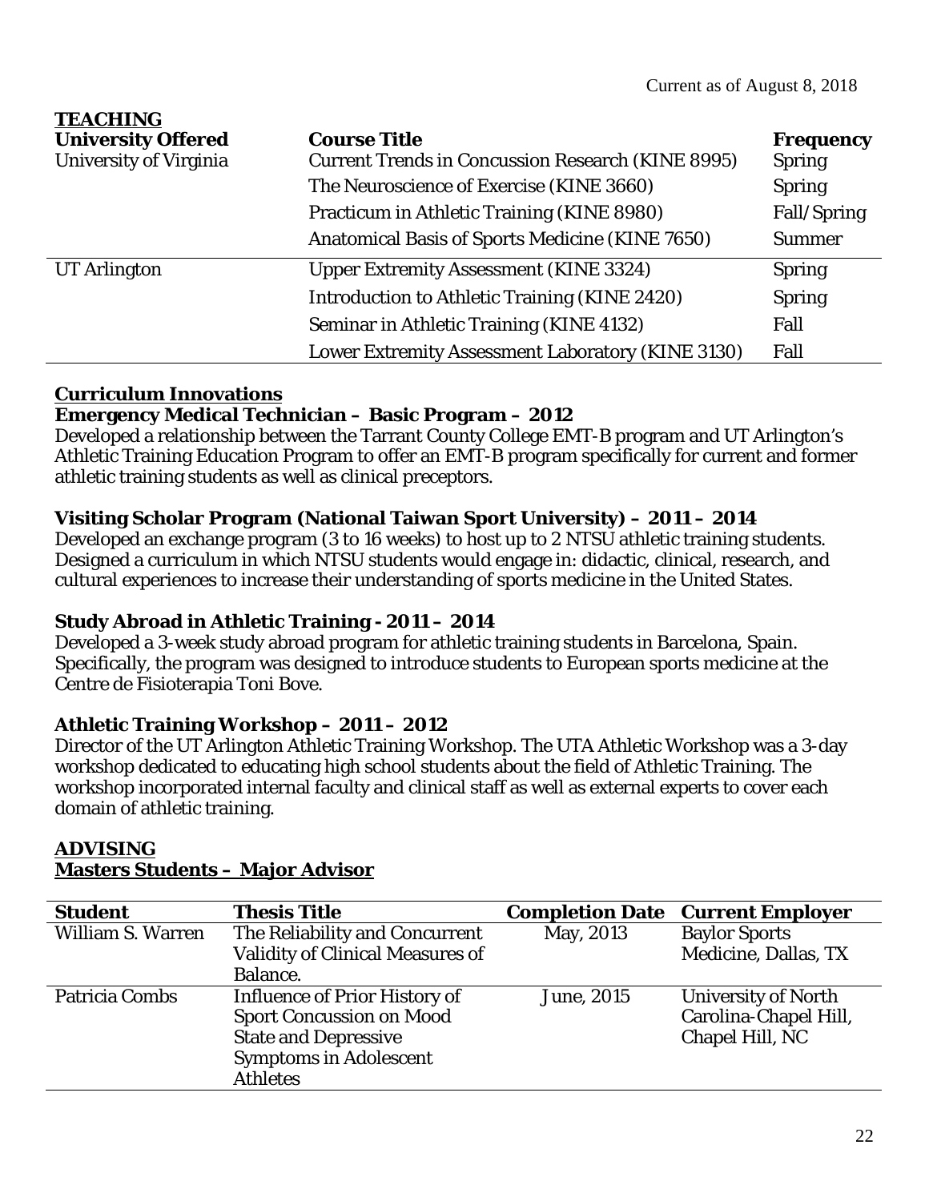Current as of August 8, 2018

## TEACHING

| University Offered | Course Title | Frequency |
|---|---|---|
| University of Virginia | Current Trends in Concussion Research (KINE 8995) | Spring |
| | The Neuroscience of Exercise (KINE 3660) | Spring |
| | Practicum in Athletic Training (KINE 8980) | Fall/Spring |
| | Anatomical Basis of Sports Medicine (KINE 7650) | Summer |
| UT Arlington | Upper Extremity Assessment (KINE 3324) | Spring |
| | Introduction to Athletic Training (KINE 2420) | Spring |
| | Seminar in Athletic Training (KINE 4132) | Fall |
| | Lower Extremity Assessment Laboratory (KINE 3130) | Fall |

## Curriculum Innovations

**Emergency Medical Technician – Basic Program – 2012**

Developed a relationship between the Tarrant County College EMT-B program and UT Arlington's Athletic Training Education Program to offer an EMT-B program specifically for current and former athletic training students as well as clinical preceptors.

**Visiting Scholar Program (National Taiwan Sport University) – 2011 – 2014**

Developed an exchange program (3 to 16 weeks) to host up to 2 NTSU athletic training students. Designed a curriculum in which NTSU students would engage in: didactic, clinical, research, and cultural experiences to increase their understanding of sports medicine in the United States.

**Study Abroad in Athletic Training - 2011 – 2014**

Developed a 3-week study abroad program for athletic training students in Barcelona, Spain. Specifically, the program was designed to introduce students to European sports medicine at the Centre de Fisioterapia Toni Bove.

**Athletic Training Workshop – 2011 – 2012**

Director of the UT Arlington Athletic Training Workshop. The UTA Athletic Workshop was a 3-day workshop dedicated to educating high school students about the field of Athletic Training. The workshop incorporated internal faculty and clinical staff as well as external experts to cover each domain of athletic training.

## ADVISING

### Masters Students – Major Advisor

| Student | Thesis Title | Completion Date | Current Employer |
|---|---|---|---|
| William S. Warren | The Reliability and Concurrent Validity of Clinical Measures of Balance. | May, 2013 | Baylor Sports Medicine, Dallas, TX |
| Patricia Combs | Influence of Prior History of Sport Concussion on Mood State and Depressive Symptoms in Adolescent Athletes | June, 2015 | University of North Carolina-Chapel Hill, Chapel Hill, NC |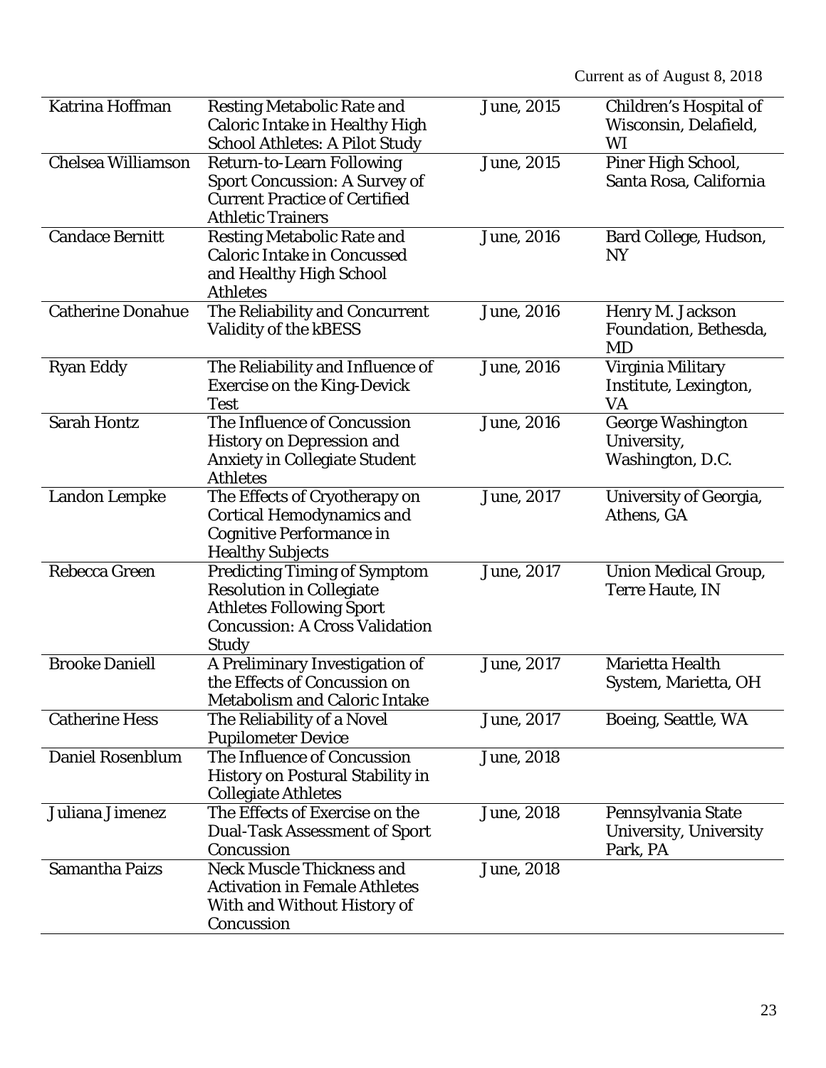Current as of August 8, 2018

| | | | |
|---|---|---|---|
| Katrina Hoffman | Resting Metabolic Rate and Caloric Intake in Healthy High School Athletes: A Pilot Study | June, 2015 | Children's Hospital of Wisconsin, Delafield, WI |
| Chelsea Williamson | Return-to-Learn Following Sport Concussion: A Survey of Current Practice of Certified Athletic Trainers | June, 2015 | Piner High School, Santa Rosa, California |
| Candace Bernitt | Resting Metabolic Rate and Caloric Intake in Concussed and Healthy High School Athletes | June, 2016 | Bard College, Hudson, NY |
| Catherine Donahue | The Reliability and Concurrent Validity of the kBESS | June, 2016 | Henry M. Jackson Foundation, Bethesda, MD |
| Ryan Eddy | The Reliability and Influence of Exercise on the King-Devick Test | June, 2016 | Virginia Military Institute, Lexington, VA |
| Sarah Hontz | The Influence of Concussion History on Depression and Anxiety in Collegiate Student Athletes | June, 2016 | George Washington University, Washington, D.C. |
| Landon Lempke | The Effects of Cryotherapy on Cortical Hemodynamics and Cognitive Performance in Healthy Subjects | June, 2017 | University of Georgia, Athens, GA |
| Rebecca Green | Predicting Timing of Symptom Resolution in Collegiate Athletes Following Sport Concussion: A Cross Validation Study | June, 2017 | Union Medical Group, Terre Haute, IN |
| Brooke Daniell | A Preliminary Investigation of the Effects of Concussion on Metabolism and Caloric Intake | June, 2017 | Marietta Health System, Marietta, OH |
| Catherine Hess | The Reliability of a Novel Pupilometer Device | June, 2017 | Boeing, Seattle, WA |
| Daniel Rosenblum | The Influence of Concussion History on Postural Stability in Collegiate Athletes | June, 2018 | |
| Juliana Jimenez | The Effects of Exercise on the Dual-Task Assessment of Sport Concussion | June, 2018 | Pennsylvania State University, University Park, PA |
| Samantha Paizs | Neck Muscle Thickness and Activation in Female Athletes With and Without History of Concussion | June, 2018 | |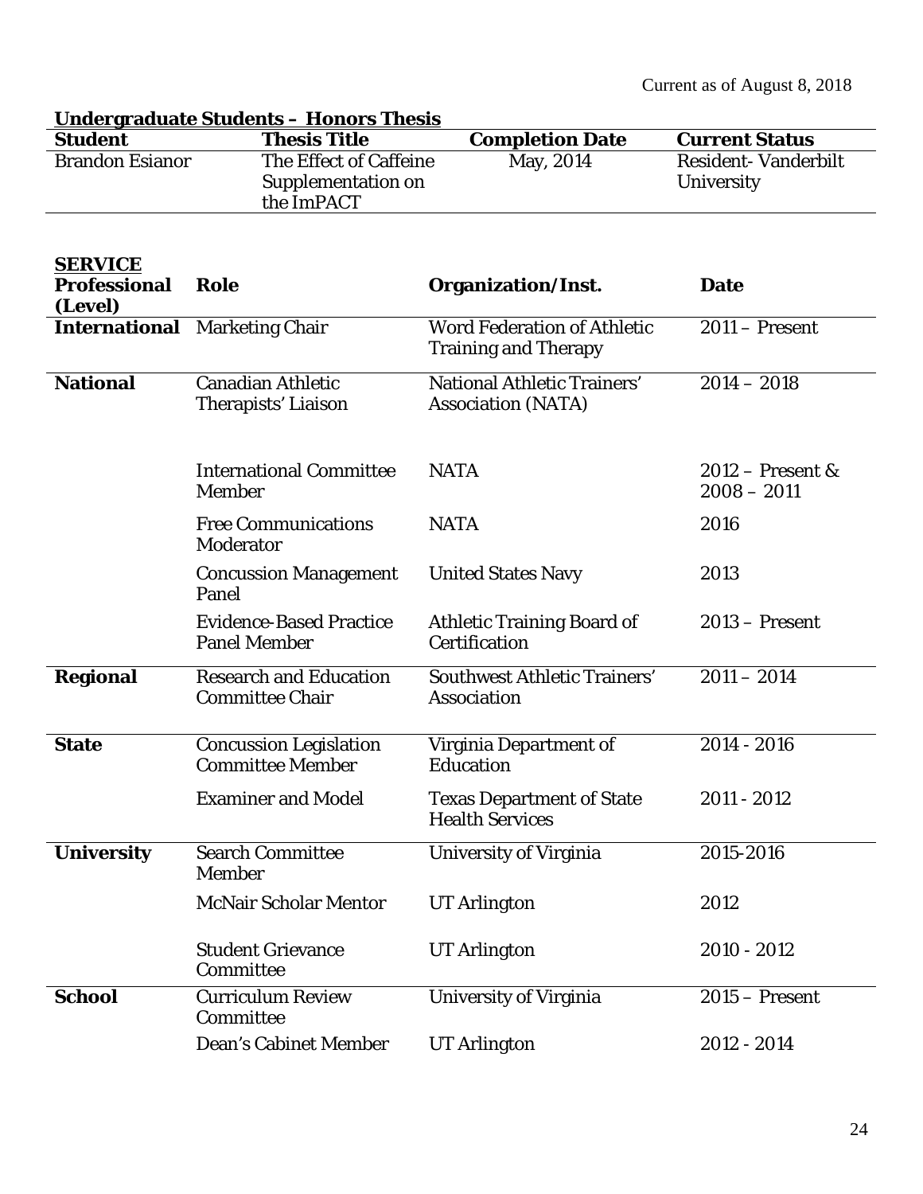Current as of August 8, 2018

**Undergraduate Students – Honors Thesis**

| Student | Thesis Title | Completion Date | Current Status |
|---|---|---|---|
| Brandon Esianor | The Effect of Caffeine Supplementation on the ImPACT | May, 2014 | Resident- Vanderbilt University |

**SERVICE**

| Professional (Level) | Role | Organization/Inst. | Date |
|---|---|---|---|
| **International** | Marketing Chair | Word Federation of Athletic Training and Therapy | 2011 – Present |
| **National** | Canadian Athletic Therapists' Liaison | National Athletic Trainers' Association (NATA) | 2014 – 2018 |
| | International Committee Member | NATA | 2012 – Present & 2008 – 2011 |
| | Free Communications Moderator | NATA | 2016 |
| | Concussion Management Panel | United States Navy | 2013 |
| | Evidence-Based Practice Panel Member | Athletic Training Board of Certification | 2013 – Present |
| **Regional** | Research and Education Committee Chair | Southwest Athletic Trainers' Association | 2011 – 2014 |
| **State** | Concussion Legislation Committee Member | Virginia Department of Education | 2014 - 2016 |
| | Examiner and Model | Texas Department of State Health Services | 2011 - 2012 |
| **University** | Search Committee Member | University of Virginia | 2015-2016 |
| | McNair Scholar Mentor | UT Arlington | 2012 |
| | Student Grievance Committee | UT Arlington | 2010 - 2012 |
| **School** | Curriculum Review Committee | University of Virginia | 2015 – Present |
| | Dean's Cabinet Member | UT Arlington | 2012 - 2014 |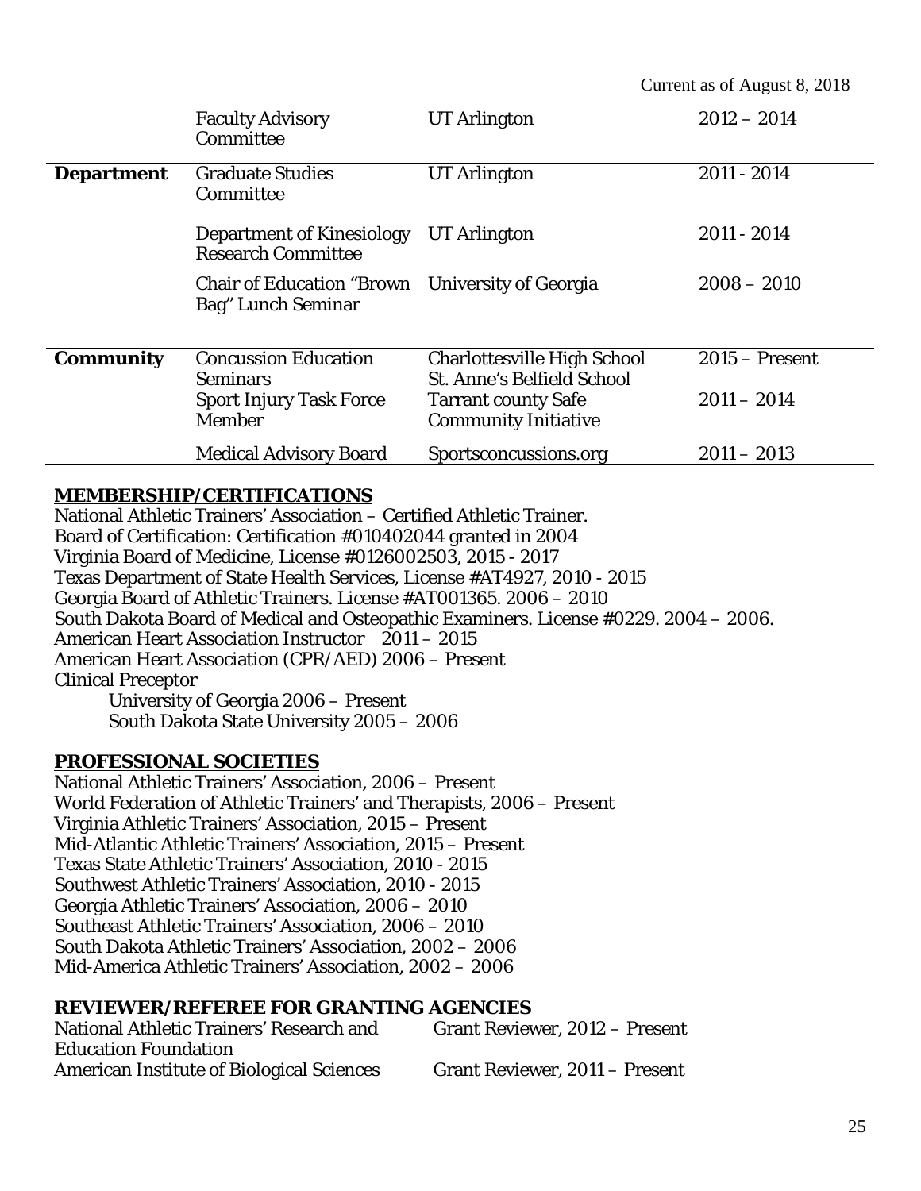| | | | |
|---|---|---|---|
| | Faculty Advisory Committee | UT Arlington | 2012 – 2014 |
| **Department** | Graduate Studies Committee | UT Arlington | 2011 - 2014 |
| | Department of Kinesiology Research Committee | UT Arlington | 2011 - 2014 |
| | Chair of Education "Brown Bag" Lunch Seminar | University of Georgia | 2008 – 2010 |
| **Community** | Concussion Education Seminars | Charlottesville High School St. Anne's Belfield School | 2015 – Present |
| | Sport Injury Task Force Member | Tarrant county Safe Community Initiative | 2011 – 2014 |
| | Medical Advisory Board | Sportsconcussions.org | 2011 – 2013 |

## MEMBERSHIP/CERTIFICATIONS

National Athletic Trainers' Association – Certified Athletic Trainer.
Board of Certification: Certification #010402044 granted in 2004
Virginia Board of Medicine, License #0126002503, 2015 - 2017
Texas Department of State Health Services, License #AT4927, 2010 - 2015
Georgia Board of Athletic Trainers. License #AT001365. 2006 – 2010
South Dakota Board of Medical and Osteopathic Examiners. License #0229. 2004 – 2006.
American Heart Association Instructor 2011 – 2015
American Heart Association (CPR/AED) 2006 – Present
Clinical Preceptor
- University of Georgia 2006 – Present
- South Dakota State University 2005 – 2006

## PROFESSIONAL SOCIETIES

National Athletic Trainers' Association, 2006 – Present
World Federation of Athletic Trainers' and Therapists, 2006 – Present
Virginia Athletic Trainers' Association, 2015 – Present
Mid-Atlantic Athletic Trainers' Association, 2015 – Present
Texas State Athletic Trainers' Association, 2010 - 2015
Southwest Athletic Trainers' Association, 2010 - 2015
Georgia Athletic Trainers' Association, 2006 – 2010
Southeast Athletic Trainers' Association, 2006 – 2010
South Dakota Athletic Trainers' Association, 2002 – 2006
Mid-America Athletic Trainers' Association, 2002 – 2006

## REVIEWER/REFEREE FOR GRANTING AGENCIES

| | |
|---|---|
| National Athletic Trainers' Research and Education Foundation | Grant Reviewer, 2012 – Present |
| American Institute of Biological Sciences | Grant Reviewer, 2011 – Present |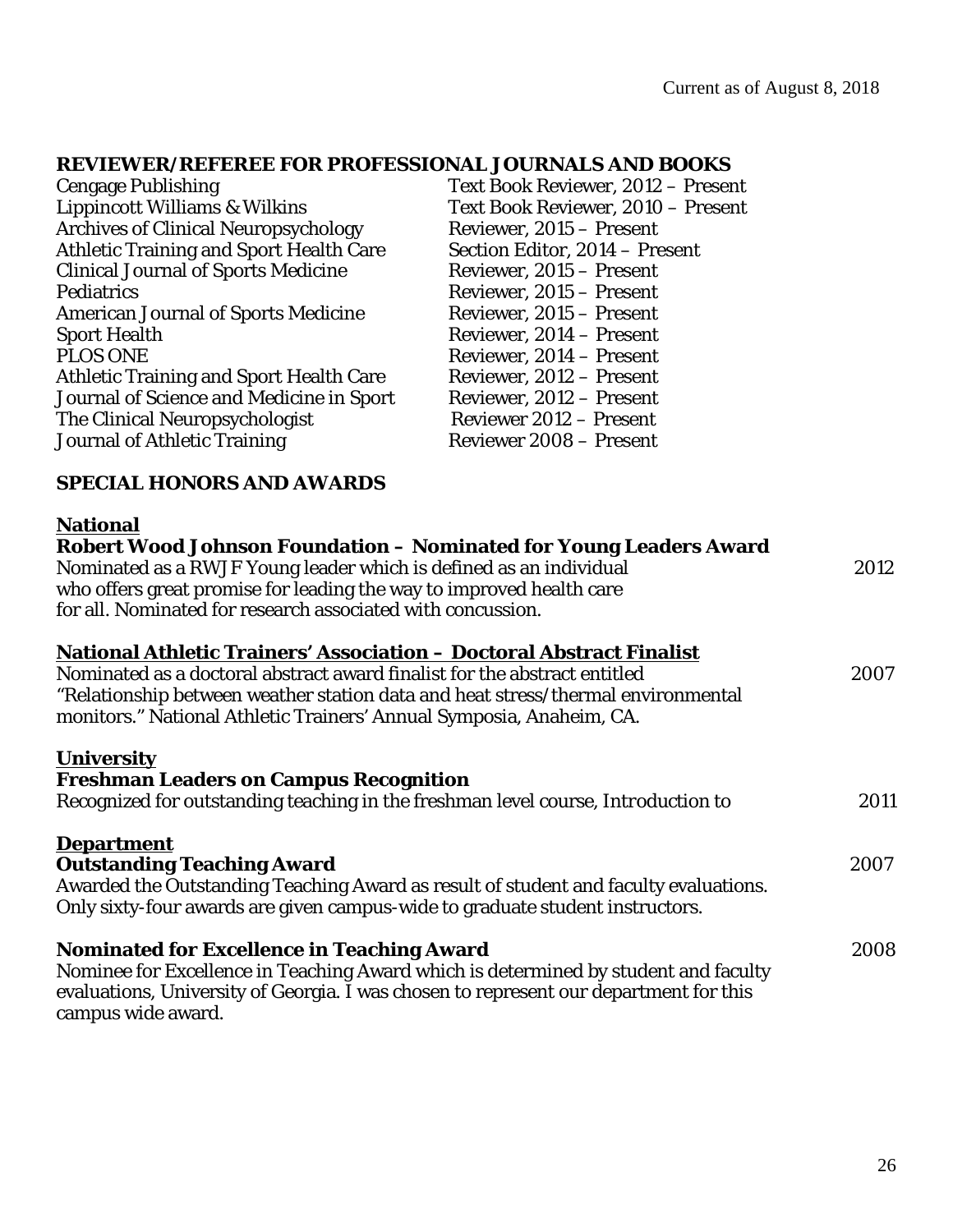Current as of August 8, 2018

## REVIEWER/REFEREE FOR PROFESSIONAL JOURNALS AND BOOKS

| | |
|---|---|
| Cengage Publishing | Text Book Reviewer, 2012 – Present |
| Lippincott Williams & Wilkins | Text Book Reviewer, 2010 – Present |
| Archives of Clinical Neuropsychology | Reviewer, 2015 – Present |
| Athletic Training and Sport Health Care | Section Editor, 2014 – Present |
| Clinical Journal of Sports Medicine | Reviewer, 2015 – Present |
| Pediatrics | Reviewer, 2015 – Present |
| American Journal of Sports Medicine | Reviewer, 2015 – Present |
| Sport Health | Reviewer, 2014 – Present |
| PLOS ONE | Reviewer, 2014 – Present |
| Athletic Training and Sport Health Care | Reviewer, 2012 – Present |
| Journal of Science and Medicine in Sport | Reviewer, 2012 – Present |
| The Clinical Neuropsychologist | Reviewer 2012 – Present |
| Journal of Athletic Training | Reviewer 2008 – Present |

## SPECIAL HONORS AND AWARDS

### National

**Robert Wood Johnson Foundation – Nominated for Young Leaders Award**

Nominated as a RWJF Young leader which is defined as an individual who offers great promise for leading the way to improved health care for all. Nominated for research associated with concussion. — 2012

**National Athletic Trainers' Association – Doctoral Abstract Finalist**

Nominated as a doctoral abstract award finalist for the abstract entitled "Relationship between weather station data and heat stress/thermal environmental monitors." National Athletic Trainers' Annual Symposia, Anaheim, CA. — 2007

### University

**Freshman Leaders on Campus Recognition**

Recognized for outstanding teaching in the freshman level course, Introduction to — 2011

### Department

**Outstanding Teaching Award** — 2007

Awarded the Outstanding Teaching Award as result of student and faculty evaluations. Only sixty-four awards are given campus-wide to graduate student instructors.

**Nominated for Excellence in Teaching Award** — 2008

Nominee for Excellence in Teaching Award which is determined by student and faculty evaluations, University of Georgia. I was chosen to represent our department for this campus wide award.